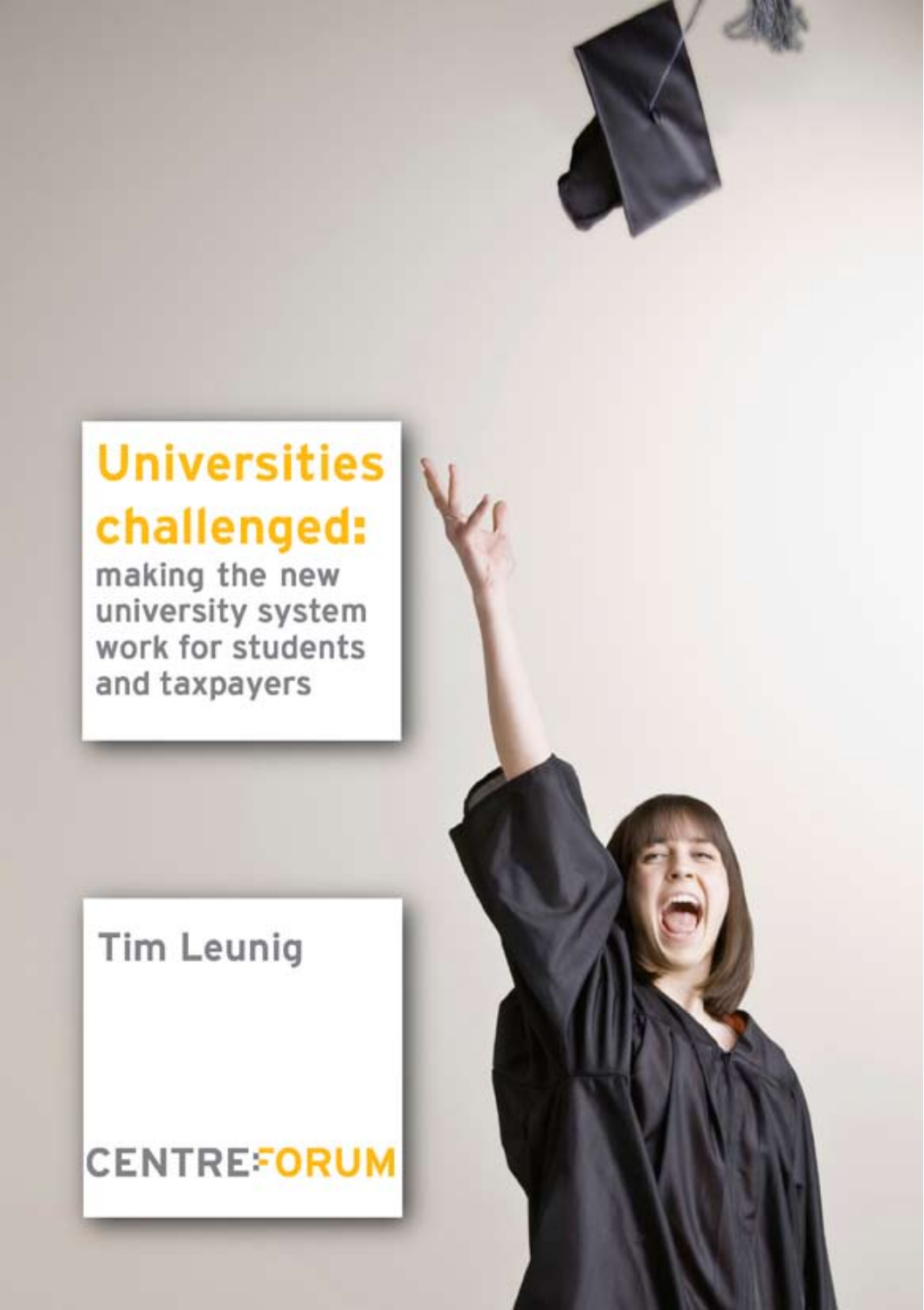# Universities challenged:

## making the new university system work for students and taxpayers

Tim Leunig

CENTREFORUM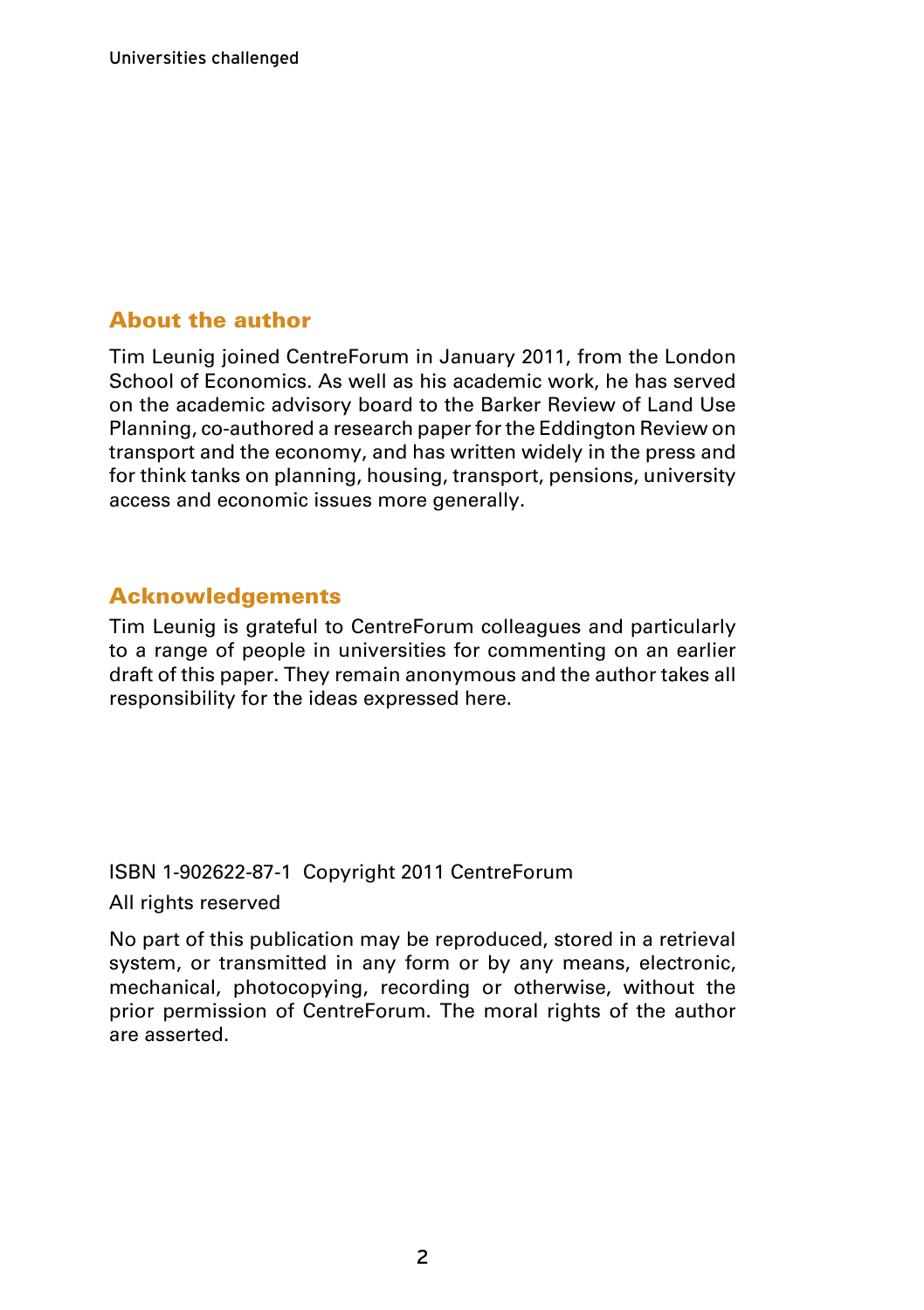## About the author

Tim Leunig joined CentreForum in January 2011, from the London School of Economics. As well as his academic work, he has served on the academic advisory board to the Barker Review of Land Use Planning, co-authored a research paper for the Eddington Review on transport and the economy, and has written widely in the press and for think tanks on planning, housing, transport, pensions, university access and economic issues more generally.

## Acknowledgements

Tim Leunig is grateful to CentreForum colleagues and particularly to a range of people in universities for commenting on an earlier draft of this paper. They remain anonymous and the author takes all responsibility for the ideas expressed here.

ISBN 1-902622-87-1 Copyright 2011 CentreForum

All rights reserved

No part of this publication may be reproduced, stored in a retrieval system, or transmitted in any form or by any means, electronic, mechanical, photocopying, recording or otherwise, without the prior permission of CentreForum. The moral rights of the author are asserted.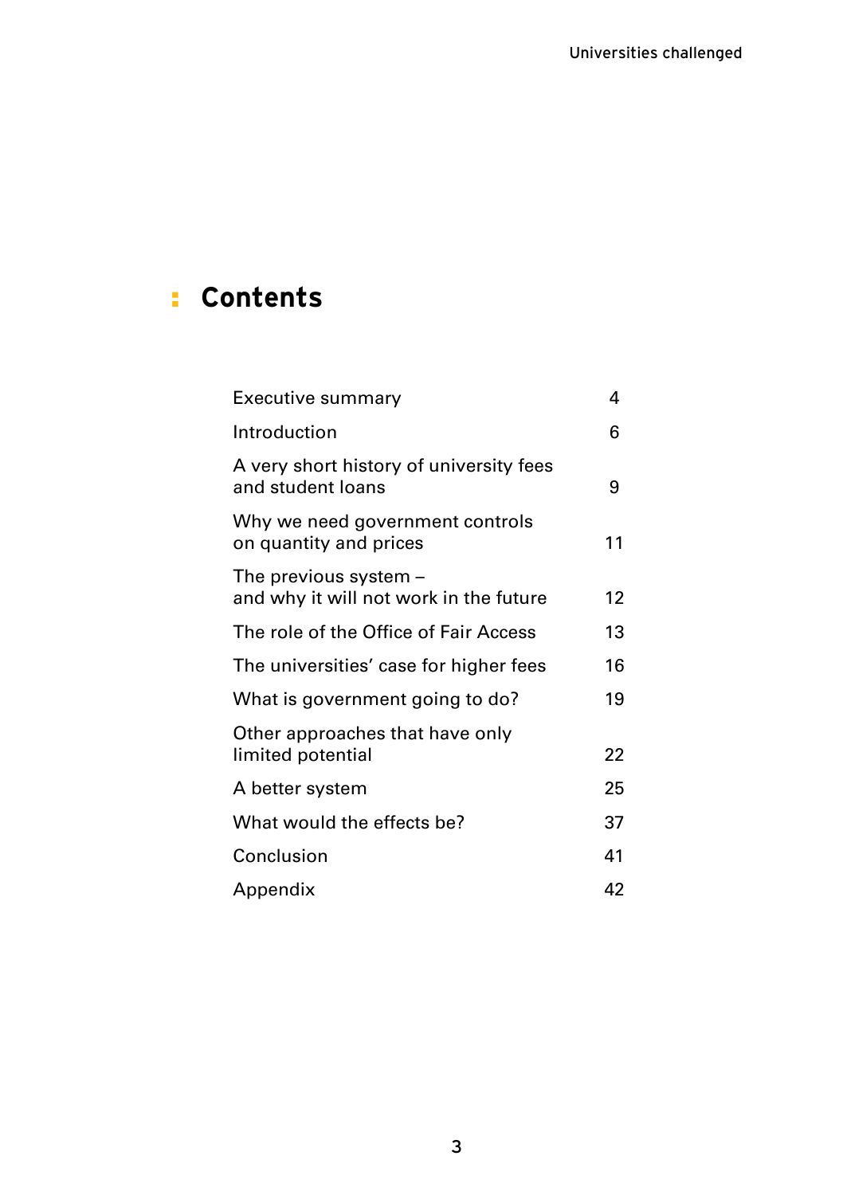# Contents

| | |
|---|---|
| Executive summary | 4 |
| Introduction | 6 |
| A very short history of university fees and student loans | 9 |
| Why we need government controls on quantity and prices | 11 |
| The previous system – and why it will not work in the future | 12 |
| The role of the Office of Fair Access | 13 |
| The universities' case for higher fees | 16 |
| What is government going to do? | 19 |
| Other approaches that have only limited potential | 22 |
| A better system | 25 |
| What would the effects be? | 37 |
| Conclusion | 41 |
| Appendix | 42 |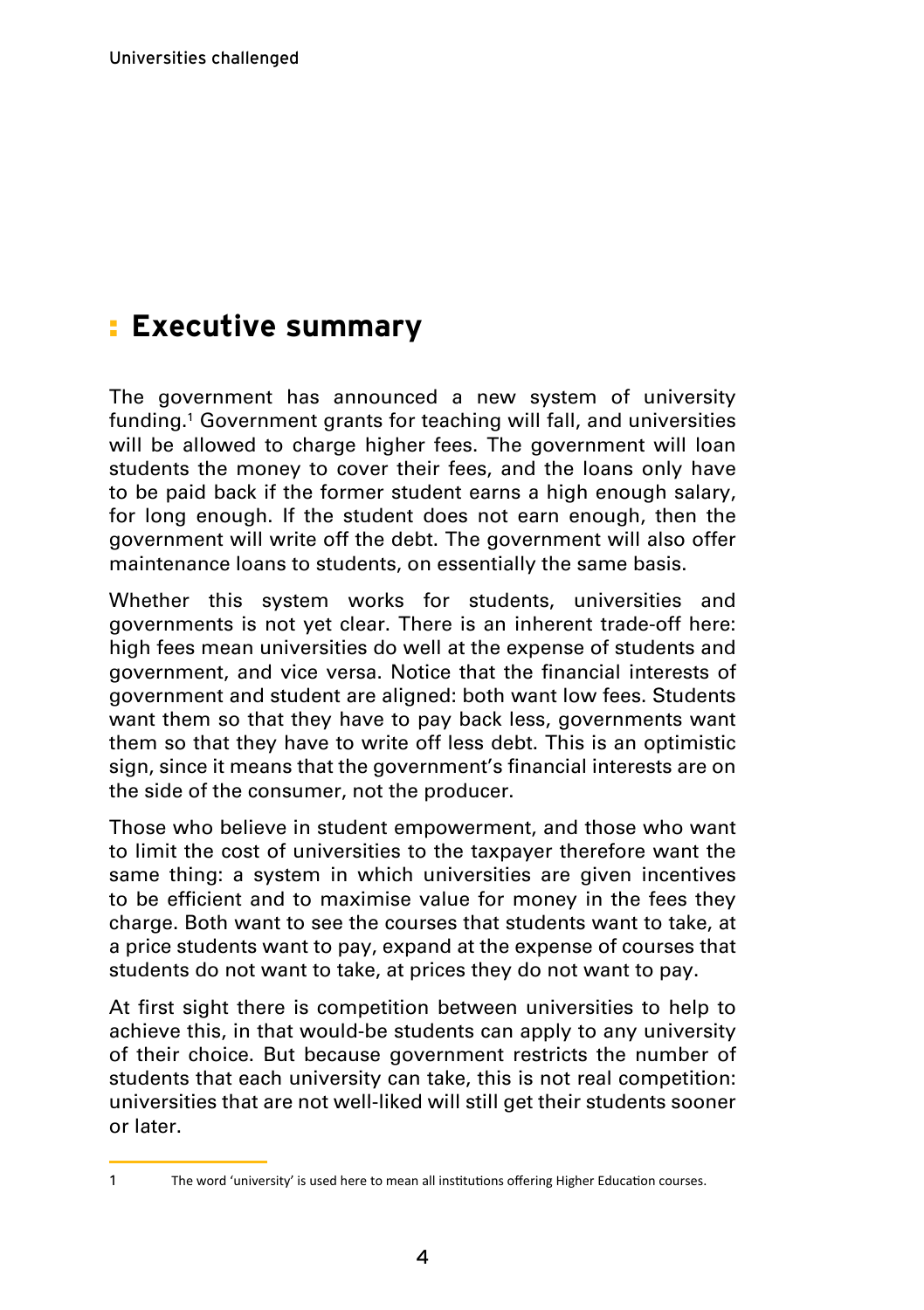# Executive summary

The government has announced a new system of university funding.[1] Government grants for teaching will fall, and universities will be allowed to charge higher fees. The government will loan students the money to cover their fees, and the loans only have to be paid back if the former student earns a high enough salary, for long enough. If the student does not earn enough, then the government will write off the debt. The government will also offer maintenance loans to students, on essentially the same basis.

Whether this system works for students, universities and governments is not yet clear. There is an inherent trade-off here: high fees mean universities do well at the expense of students and government, and vice versa. Notice that the financial interests of government and student are aligned: both want low fees. Students want them so that they have to pay back less, governments want them so that they have to write off less debt. This is an optimistic sign, since it means that the government's financial interests are on the side of the consumer, not the producer.

Those who believe in student empowerment, and those who want to limit the cost of universities to the taxpayer therefore want the same thing: a system in which universities are given incentives to be efficient and to maximise value for money in the fees they charge. Both want to see the courses that students want to take, at a price students want to pay, expand at the expense of courses that students do not want to take, at prices they do not want to pay.

At first sight there is competition between universities to help to achieve this, in that would-be students can apply to any university of their choice. But because government restricts the number of students that each university can take, this is not real competition: universities that are not well-liked will still get their students sooner or later.

---

1 The word 'university' is used here to mean all institutions offering Higher Education courses.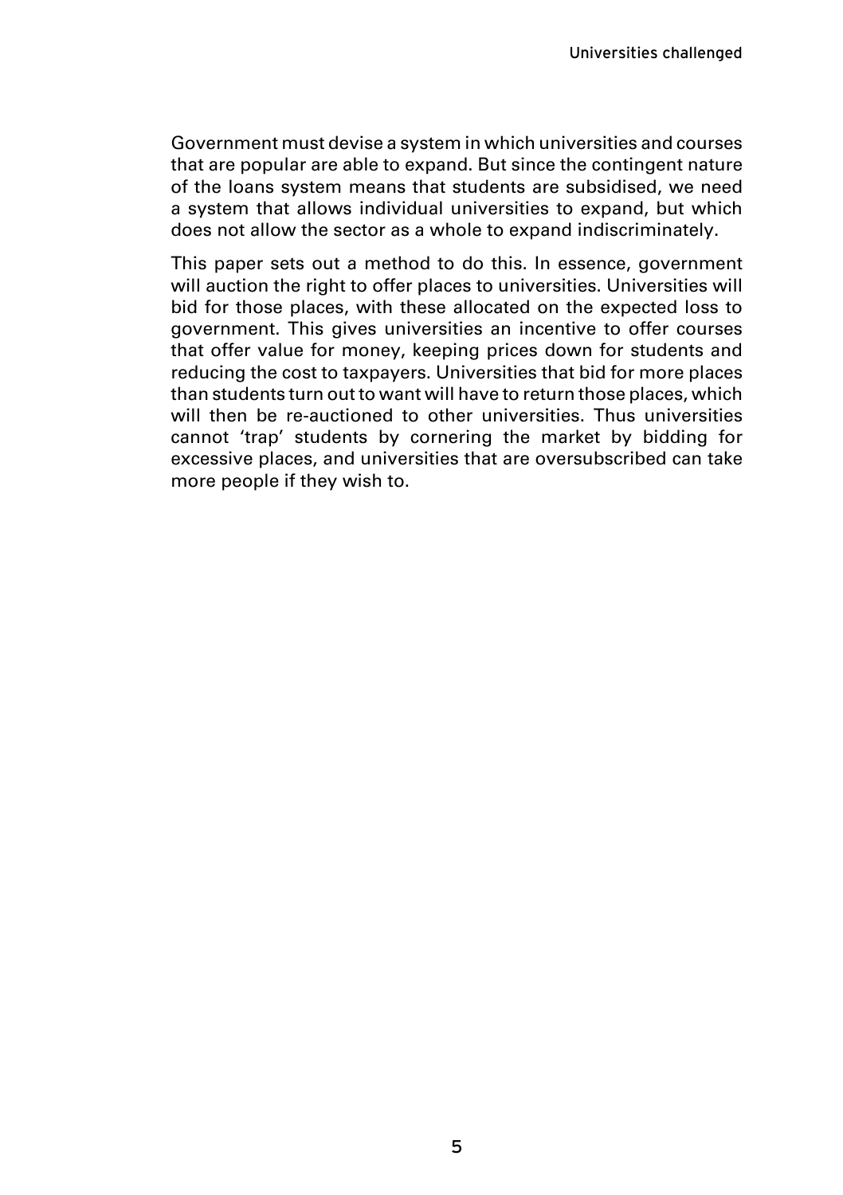Government must devise a system in which universities and courses that are popular are able to expand. But since the contingent nature of the loans system means that students are subsidised, we need a system that allows individual universities to expand, but which does not allow the sector as a whole to expand indiscriminately.

This paper sets out a method to do this. In essence, government will auction the right to offer places to universities. Universities will bid for those places, with these allocated on the expected loss to government. This gives universities an incentive to offer courses that offer value for money, keeping prices down for students and reducing the cost to taxpayers. Universities that bid for more places than students turn out to want will have to return those places, which will then be re-auctioned to other universities. Thus universities cannot 'trap' students by cornering the market by bidding for excessive places, and universities that are oversubscribed can take more people if they wish to.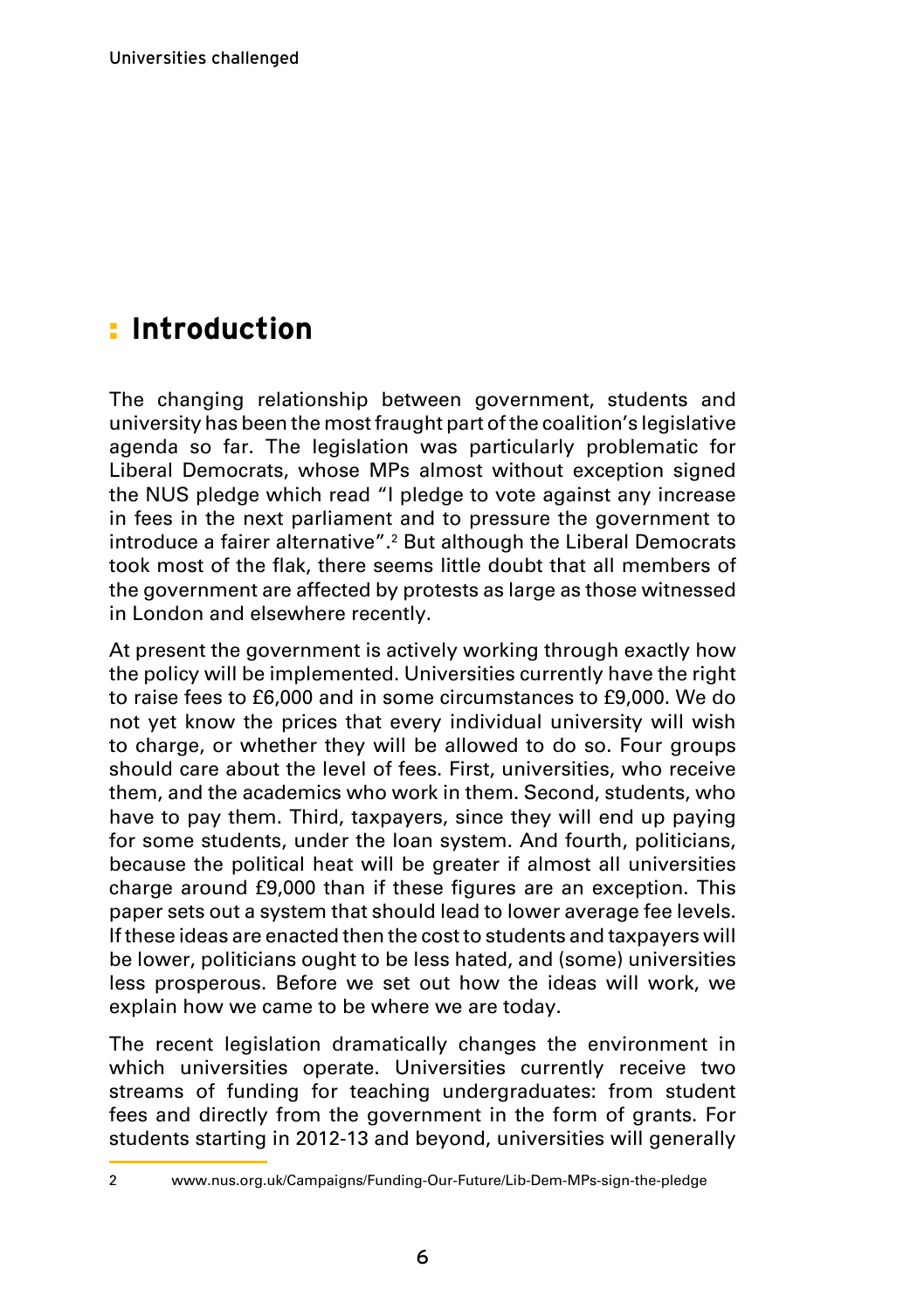# Introduction

The changing relationship between government, students and university has been the most fraught part of the coalition's legislative agenda so far. The legislation was particularly problematic for Liberal Democrats, whose MPs almost without exception signed the NUS pledge which read "I pledge to vote against any increase in fees in the next parliament and to pressure the government to introduce a fairer alternative".[2] But although the Liberal Democrats took most of the flak, there seems little doubt that all members of the government are affected by protests as large as those witnessed in London and elsewhere recently.

At present the government is actively working through exactly how the policy will be implemented. Universities currently have the right to raise fees to £6,000 and in some circumstances to £9,000. We do not yet know the prices that every individual university will wish to charge, or whether they will be allowed to do so. Four groups should care about the level of fees. First, universities, who receive them, and the academics who work in them. Second, students, who have to pay them. Third, taxpayers, since they will end up paying for some students, under the loan system. And fourth, politicians, because the political heat will be greater if almost all universities charge around £9,000 than if these figures are an exception. This paper sets out a system that should lead to lower average fee levels. If these ideas are enacted then the cost to students and taxpayers will be lower, politicians ought to be less hated, and (some) universities less prosperous. Before we set out how the ideas will work, we explain how we came to be where we are today.

The recent legislation dramatically changes the environment in which universities operate. Universities currently receive two streams of funding for teaching undergraduates: from student fees and directly from the government in the form of grants. For students starting in 2012-13 and beyond, universities will generally

---

2 www.nus.org.uk/Campaigns/Funding-Our-Future/Lib-Dem-MPs-sign-the-pledge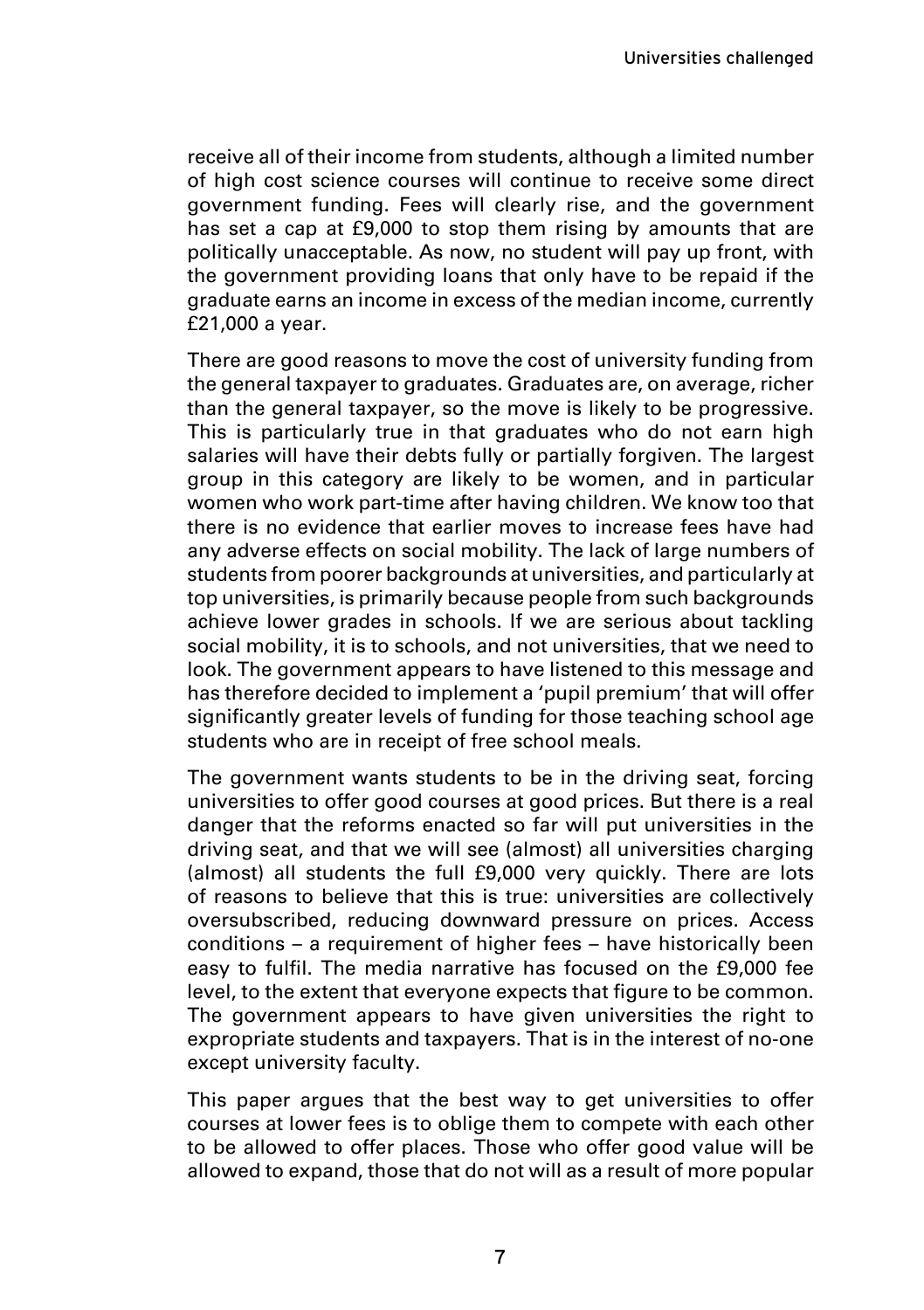receive all of their income from students, although a limited number of high cost science courses will continue to receive some direct government funding. Fees will clearly rise, and the government has set a cap at £9,000 to stop them rising by amounts that are politically unacceptable. As now, no student will pay up front, with the government providing loans that only have to be repaid if the graduate earns an income in excess of the median income, currently £21,000 a year.

There are good reasons to move the cost of university funding from the general taxpayer to graduates. Graduates are, on average, richer than the general taxpayer, so the move is likely to be progressive. This is particularly true in that graduates who do not earn high salaries will have their debts fully or partially forgiven. The largest group in this category are likely to be women, and in particular women who work part-time after having children. We know too that there is no evidence that earlier moves to increase fees have had any adverse effects on social mobility. The lack of large numbers of students from poorer backgrounds at universities, and particularly at top universities, is primarily because people from such backgrounds achieve lower grades in schools. If we are serious about tackling social mobility, it is to schools, and not universities, that we need to look. The government appears to have listened to this message and has therefore decided to implement a 'pupil premium' that will offer significantly greater levels of funding for those teaching school age students who are in receipt of free school meals.

The government wants students to be in the driving seat, forcing universities to offer good courses at good prices. But there is a real danger that the reforms enacted so far will put universities in the driving seat, and that we will see (almost) all universities charging (almost) all students the full £9,000 very quickly. There are lots of reasons to believe that this is true: universities are collectively oversubscribed, reducing downward pressure on prices. Access conditions – a requirement of higher fees – have historically been easy to fulfil. The media narrative has focused on the £9,000 fee level, to the extent that everyone expects that figure to be common. The government appears to have given universities the right to expropriate students and taxpayers. That is in the interest of no-one except university faculty.

This paper argues that the best way to get universities to offer courses at lower fees is to oblige them to compete with each other to be allowed to offer places. Those who offer good value will be allowed to expand, those that do not will as a result of more popular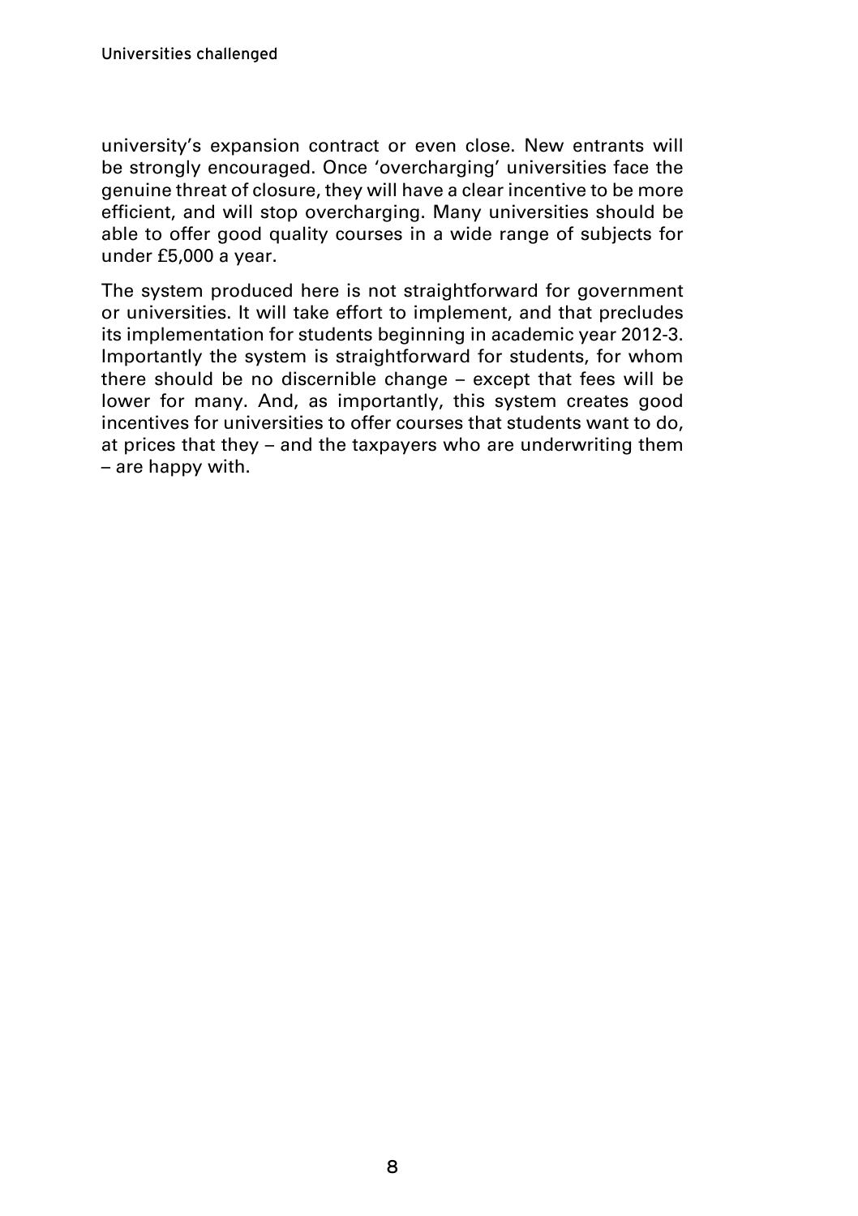university's expansion contract or even close. New entrants will be strongly encouraged. Once 'overcharging' universities face the genuine threat of closure, they will have a clear incentive to be more efficient, and will stop overcharging. Many universities should be able to offer good quality courses in a wide range of subjects for under £5,000 a year.

The system produced here is not straightforward for government or universities. It will take effort to implement, and that precludes its implementation for students beginning in academic year 2012-3. Importantly the system is straightforward for students, for whom there should be no discernible change – except that fees will be lower for many. And, as importantly, this system creates good incentives for universities to offer courses that students want to do, at prices that they – and the taxpayers who are underwriting them – are happy with.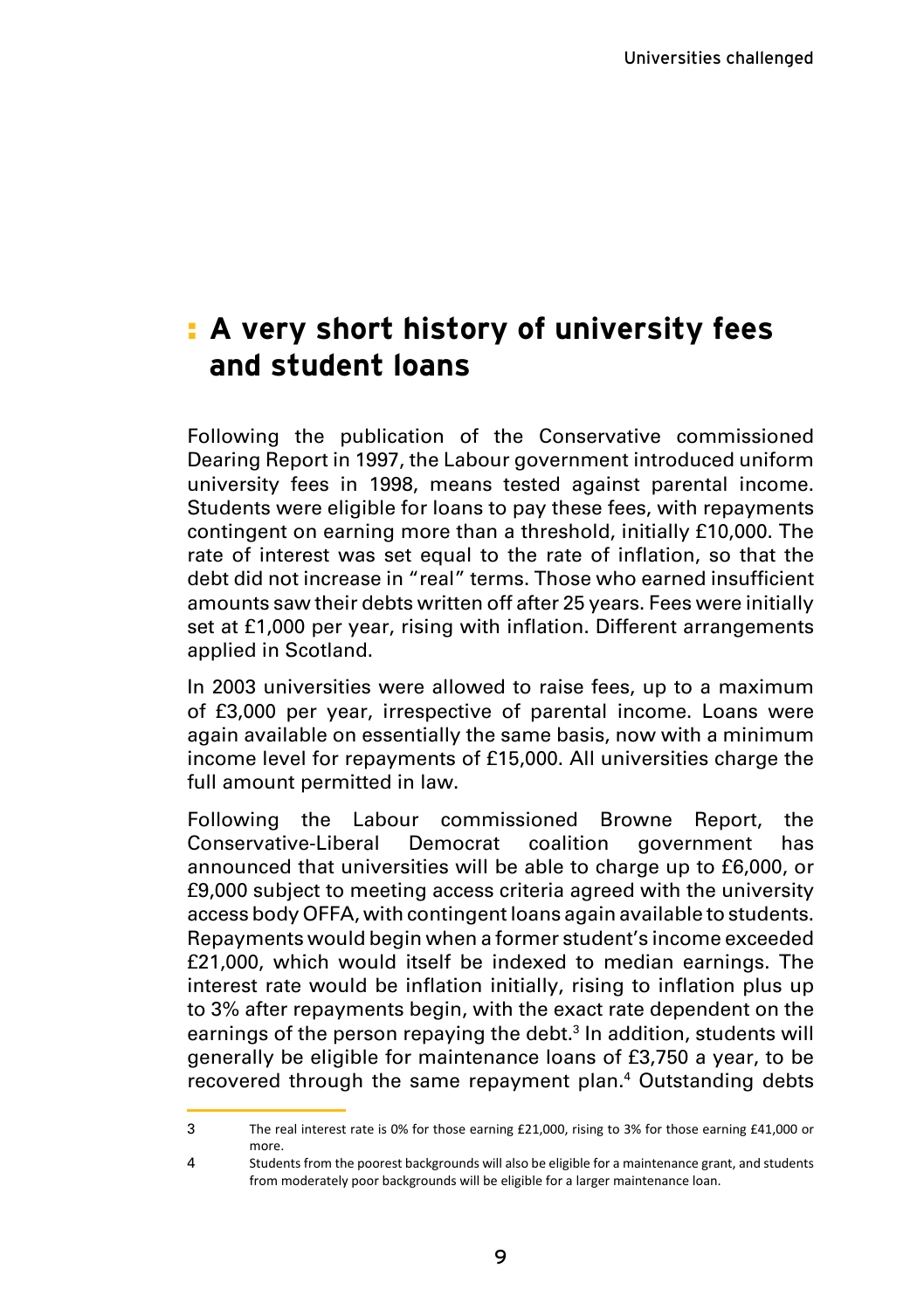## A very short history of university fees and student loans

Following the publication of the Conservative commissioned Dearing Report in 1997, the Labour government introduced uniform university fees in 1998, means tested against parental income. Students were eligible for loans to pay these fees, with repayments contingent on earning more than a threshold, initially £10,000. The rate of interest was set equal to the rate of inflation, so that the debt did not increase in "real" terms. Those who earned insufficient amounts saw their debts written off after 25 years. Fees were initially set at £1,000 per year, rising with inflation. Different arrangements applied in Scotland.

In 2003 universities were allowed to raise fees, up to a maximum of £3,000 per year, irrespective of parental income. Loans were again available on essentially the same basis, now with a minimum income level for repayments of £15,000. All universities charge the full amount permitted in law.

Following the Labour commissioned Browne Report, the Conservative-Liberal Democrat coalition government has announced that universities will be able to charge up to £6,000, or £9,000 subject to meeting access criteria agreed with the university access body OFFA, with contingent loans again available to students. Repayments would begin when a former student's income exceeded £21,000, which would itself be indexed to median earnings. The interest rate would be inflation initially, rising to inflation plus up to 3% after repayments begin, with the exact rate dependent on the earnings of the person repaying the debt.[3] In addition, students will generally be eligible for maintenance loans of £3,750 a year, to be recovered through the same repayment plan.[4] Outstanding debts

---

3 The real interest rate is 0% for those earning £21,000, rising to 3% for those earning £41,000 or more.

4 Students from the poorest backgrounds will also be eligible for a maintenance grant, and students from moderately poor backgrounds will be eligible for a larger maintenance loan.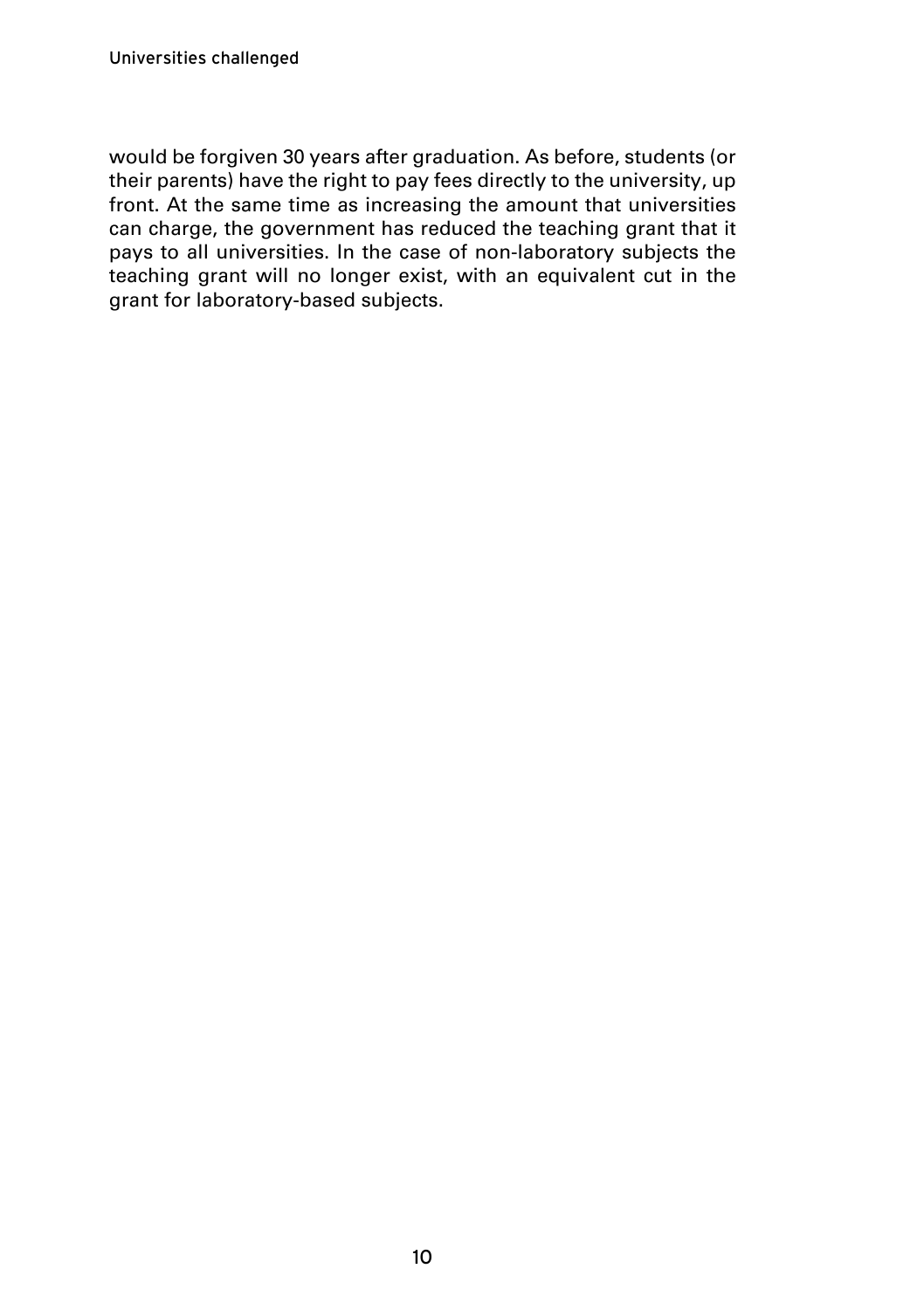would be forgiven 30 years after graduation. As before, students (or their parents) have the right to pay fees directly to the university, up front. At the same time as increasing the amount that universities can charge, the government has reduced the teaching grant that it pays to all universities. In the case of non-laboratory subjects the teaching grant will no longer exist, with an equivalent cut in the grant for laboratory-based subjects.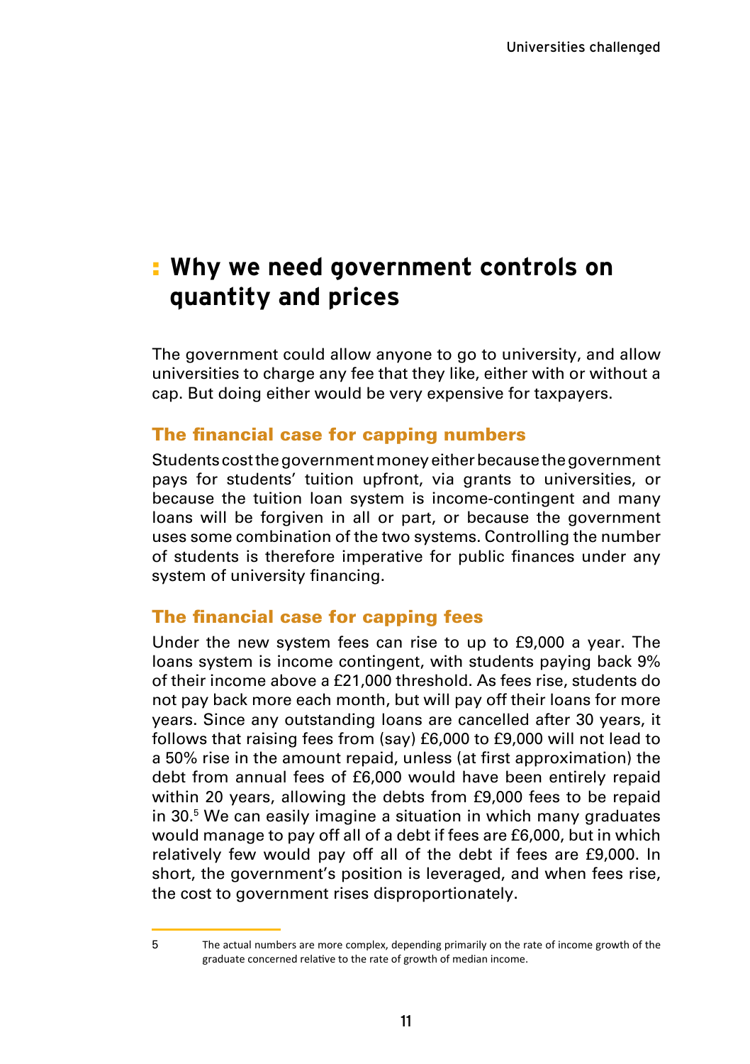## Why we need government controls on quantity and prices

The government could allow anyone to go to university, and allow universities to charge any fee that they like, either with or without a cap. But doing either would be very expensive for taxpayers.

### The financial case for capping numbers

Students cost the government money either because the government pays for students' tuition upfront, via grants to universities, or because the tuition loan system is income-contingent and many loans will be forgiven in all or part, or because the government uses some combination of the two systems. Controlling the number of students is therefore imperative for public finances under any system of university financing.

### The financial case for capping fees

Under the new system fees can rise to up to £9,000 a year. The loans system is income contingent, with students paying back 9% of their income above a £21,000 threshold. As fees rise, students do not pay back more each month, but will pay off their loans for more years. Since any outstanding loans are cancelled after 30 years, it follows that raising fees from (say) £6,000 to £9,000 will not lead to a 50% rise in the amount repaid, unless (at first approximation) the debt from annual fees of £6,000 would have been entirely repaid within 20 years, allowing the debts from £9,000 fees to be repaid in 30.[5] We can easily imagine a situation in which many graduates would manage to pay off all of a debt if fees are £6,000, but in which relatively few would pay off all of the debt if fees are £9,000. In short, the government's position is leveraged, and when fees rise, the cost to government rises disproportionately.

---

5 The actual numbers are more complex, depending primarily on the rate of income growth of the graduate concerned relative to the rate of growth of median income.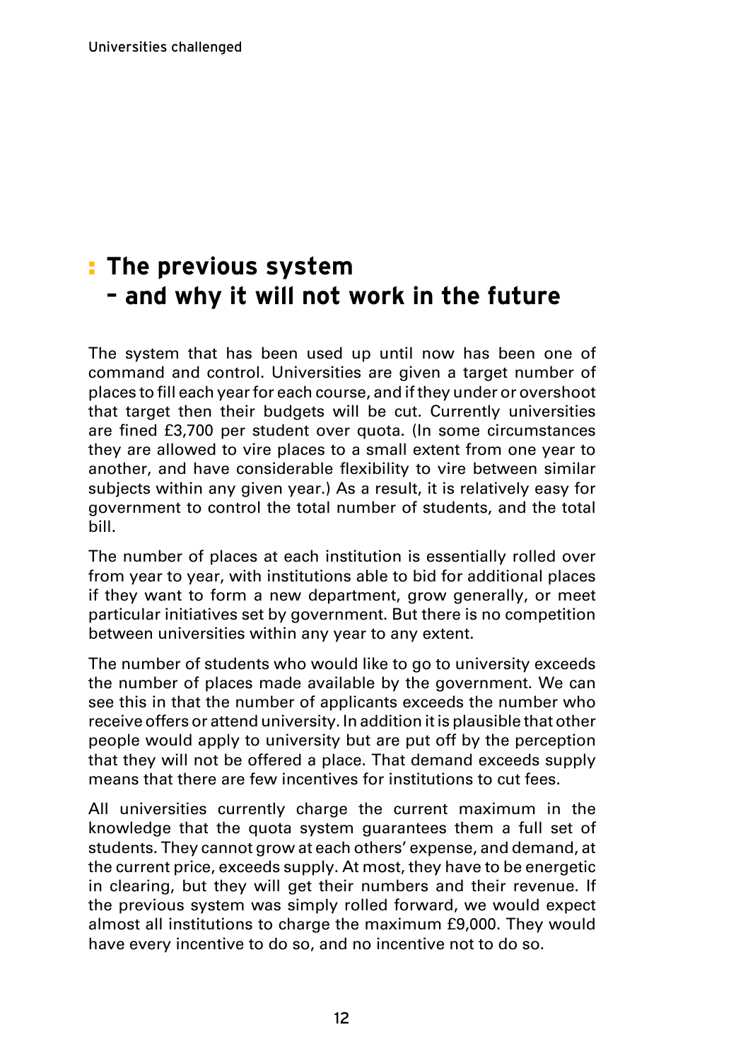## The previous system – and why it will not work in the future

The system that has been used up until now has been one of command and control. Universities are given a target number of places to fill each year for each course, and if they under or overshoot that target then their budgets will be cut. Currently universities are fined £3,700 per student over quota. (In some circumstances they are allowed to vire places to a small extent from one year to another, and have considerable flexibility to vire between similar subjects within any given year.) As a result, it is relatively easy for government to control the total number of students, and the total bill.

The number of places at each institution is essentially rolled over from year to year, with institutions able to bid for additional places if they want to form a new department, grow generally, or meet particular initiatives set by government. But there is no competition between universities within any year to any extent.

The number of students who would like to go to university exceeds the number of places made available by the government. We can see this in that the number of applicants exceeds the number who receive offers or attend university. In addition it is plausible that other people would apply to university but are put off by the perception that they will not be offered a place. That demand exceeds supply means that there are few incentives for institutions to cut fees.

All universities currently charge the current maximum in the knowledge that the quota system guarantees them a full set of students. They cannot grow at each others' expense, and demand, at the current price, exceeds supply. At most, they have to be energetic in clearing, but they will get their numbers and their revenue. If the previous system was simply rolled forward, we would expect almost all institutions to charge the maximum £9,000. They would have every incentive to do so, and no incentive not to do so.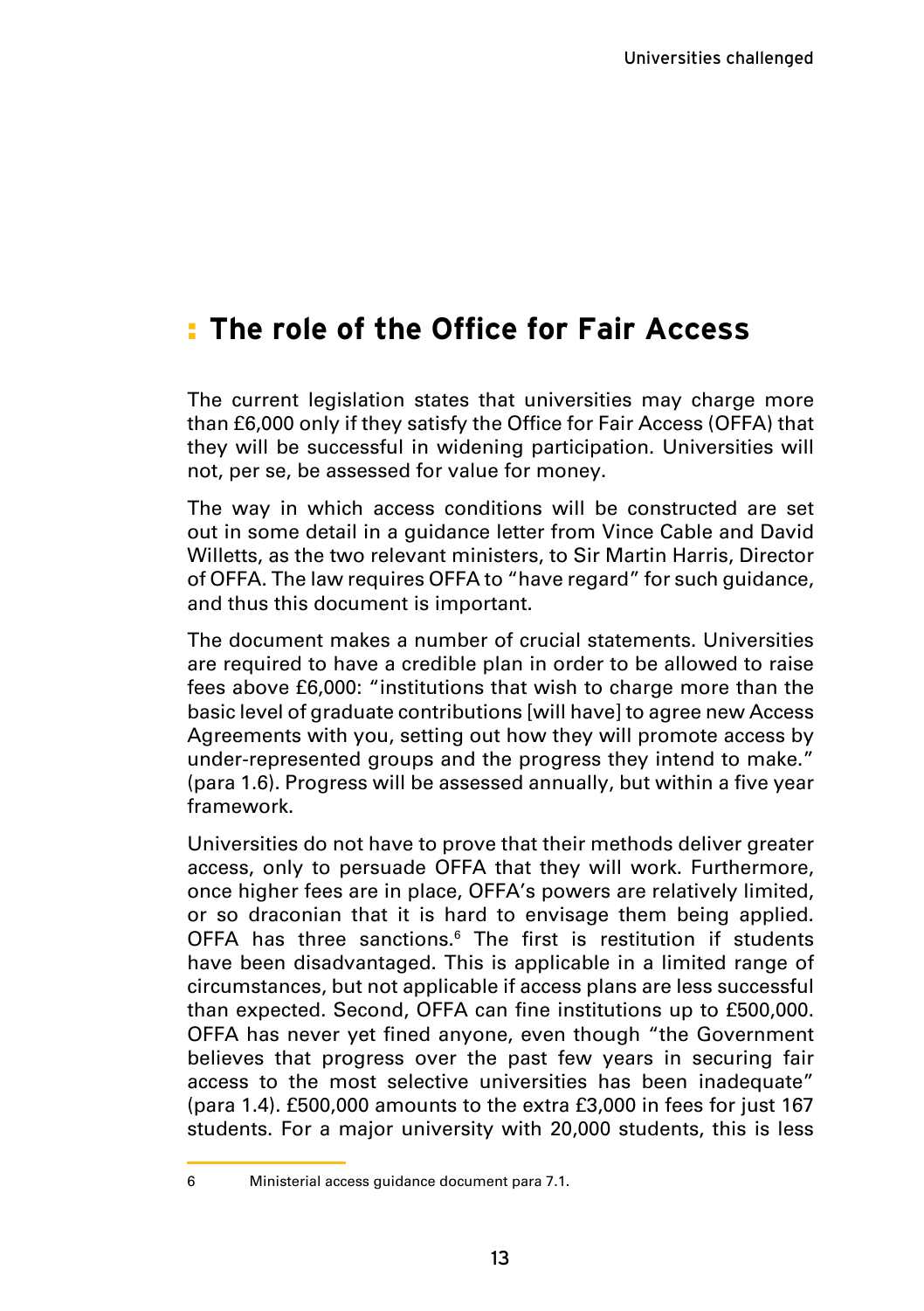## The role of the Office for Fair Access

The current legislation states that universities may charge more than £6,000 only if they satisfy the Office for Fair Access (OFFA) that they will be successful in widening participation. Universities will not, per se, be assessed for value for money.

The way in which access conditions will be constructed are set out in some detail in a guidance letter from Vince Cable and David Willetts, as the two relevant ministers, to Sir Martin Harris, Director of OFFA. The law requires OFFA to "have regard" for such guidance, and thus this document is important.

The document makes a number of crucial statements. Universities are required to have a credible plan in order to be allowed to raise fees above £6,000: "institutions that wish to charge more than the basic level of graduate contributions [will have] to agree new Access Agreements with you, setting out how they will promote access by under-represented groups and the progress they intend to make." (para 1.6). Progress will be assessed annually, but within a five year framework.

Universities do not have to prove that their methods deliver greater access, only to persuade OFFA that they will work. Furthermore, once higher fees are in place, OFFA's powers are relatively limited, or so draconian that it is hard to envisage them being applied. OFFA has three sanctions.[6] The first is restitution if students have been disadvantaged. This is applicable in a limited range of circumstances, but not applicable if access plans are less successful than expected. Second, OFFA can fine institutions up to £500,000. OFFA has never yet fined anyone, even though "the Government believes that progress over the past few years in securing fair access to the most selective universities has been inadequate" (para 1.4). £500,000 amounts to the extra £3,000 in fees for just 167 students. For a major university with 20,000 students, this is less

6 Ministerial access guidance document para 7.1.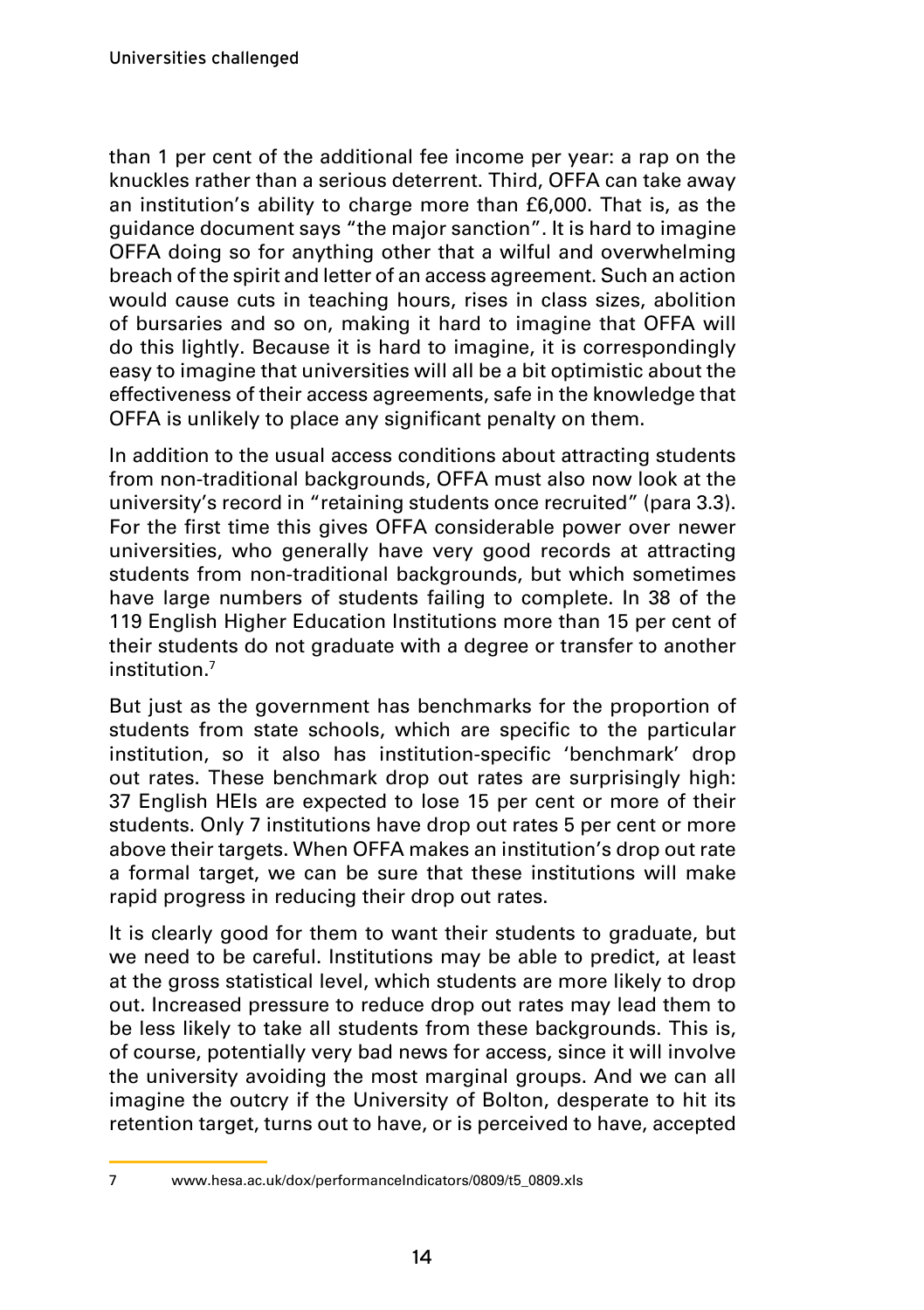than 1 per cent of the additional fee income per year: a rap on the knuckles rather than a serious deterrent. Third, OFFA can take away an institution's ability to charge more than £6,000. That is, as the guidance document says "the major sanction". It is hard to imagine OFFA doing so for anything other that a wilful and overwhelming breach of the spirit and letter of an access agreement. Such an action would cause cuts in teaching hours, rises in class sizes, abolition of bursaries and so on, making it hard to imagine that OFFA will do this lightly. Because it is hard to imagine, it is correspondingly easy to imagine that universities will all be a bit optimistic about the effectiveness of their access agreements, safe in the knowledge that OFFA is unlikely to place any significant penalty on them.

In addition to the usual access conditions about attracting students from non-traditional backgrounds, OFFA must also now look at the university's record in "retaining students once recruited" (para 3.3). For the first time this gives OFFA considerable power over newer universities, who generally have very good records at attracting students from non-traditional backgrounds, but which sometimes have large numbers of students failing to complete. In 38 of the 119 English Higher Education Institutions more than 15 per cent of their students do not graduate with a degree or transfer to another institution.[7]

But just as the government has benchmarks for the proportion of students from state schools, which are specific to the particular institution, so it also has institution-specific 'benchmark' drop out rates. These benchmark drop out rates are surprisingly high: 37 English HEIs are expected to lose 15 per cent or more of their students. Only 7 institutions have drop out rates 5 per cent or more above their targets. When OFFA makes an institution's drop out rate a formal target, we can be sure that these institutions will make rapid progress in reducing their drop out rates.

It is clearly good for them to want their students to graduate, but we need to be careful. Institutions may be able to predict, at least at the gross statistical level, which students are more likely to drop out. Increased pressure to reduce drop out rates may lead them to be less likely to take all students from these backgrounds. This is, of course, potentially very bad news for access, since it will involve the university avoiding the most marginal groups. And we can all imagine the outcry if the University of Bolton, desperate to hit its retention target, turns out to have, or is perceived to have, accepted

7 www.hesa.ac.uk/dox/performanceIndicators/0809/t5_0809.xls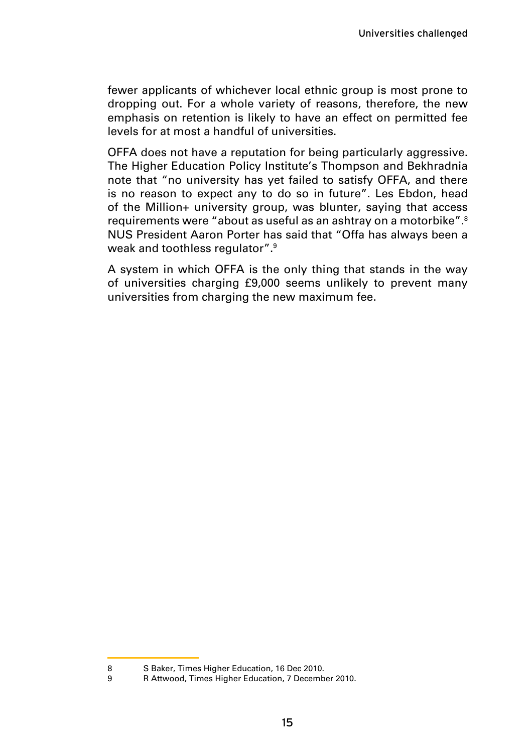fewer applicants of whichever local ethnic group is most prone to dropping out. For a whole variety of reasons, therefore, the new emphasis on retention is likely to have an effect on permitted fee levels for at most a handful of universities.

OFFA does not have a reputation for being particularly aggressive. The Higher Education Policy Institute's Thompson and Bekhradnia note that "no university has yet failed to satisfy OFFA, and there is no reason to expect any to do so in future". Les Ebdon, head of the Million+ university group, was blunter, saying that access requirements were "about as useful as an ashtray on a motorbike".[8] NUS President Aaron Porter has said that "Offa has always been a weak and toothless regulator".[9]

A system in which OFFA is the only thing that stands in the way of universities charging £9,000 seems unlikely to prevent many universities from charging the new maximum fee.

---

8 S Baker, Times Higher Education, 16 Dec 2010.

9 R Attwood, Times Higher Education, 7 December 2010.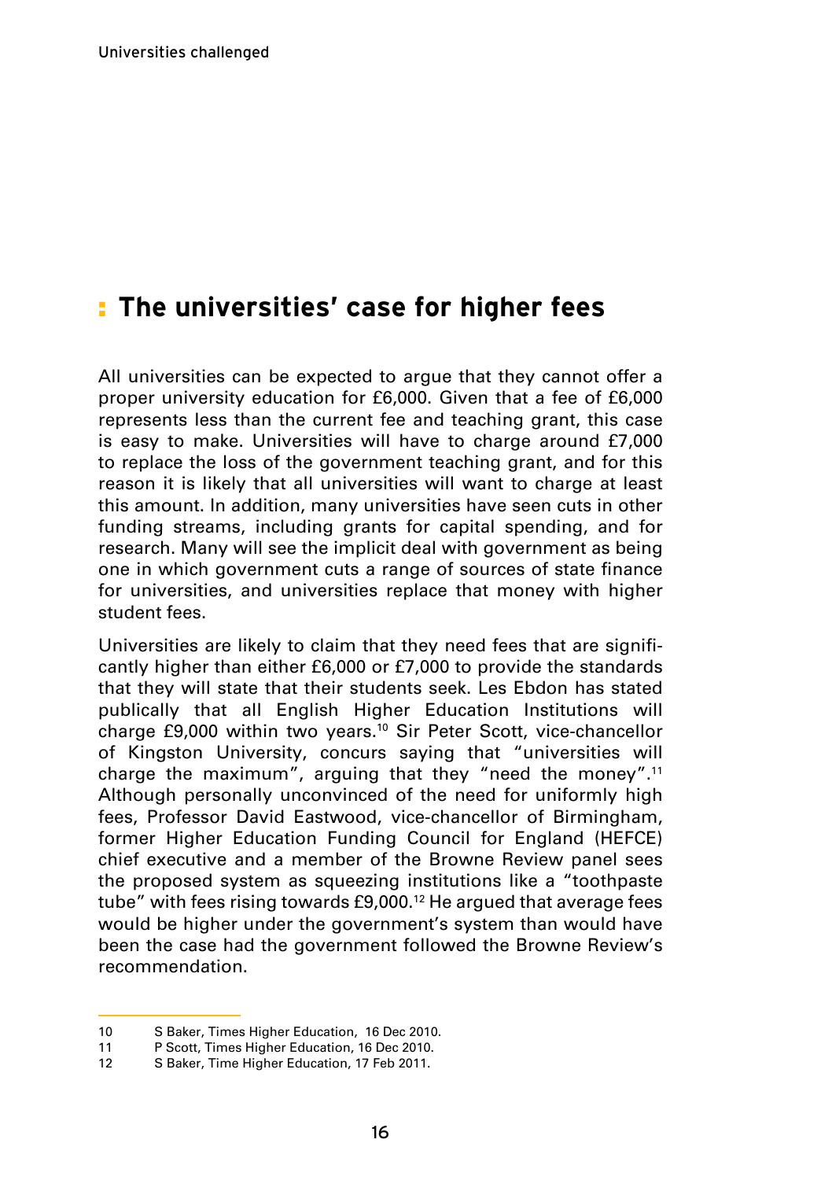## The universities' case for higher fees

All universities can be expected to argue that they cannot offer a proper university education for £6,000. Given that a fee of £6,000 represents less than the current fee and teaching grant, this case is easy to make. Universities will have to charge around £7,000 to replace the loss of the government teaching grant, and for this reason it is likely that all universities will want to charge at least this amount. In addition, many universities have seen cuts in other funding streams, including grants for capital spending, and for research. Many will see the implicit deal with government as being one in which government cuts a range of sources of state finance for universities, and universities replace that money with higher student fees.

Universities are likely to claim that they need fees that are significantly higher than either £6,000 or £7,000 to provide the standards that they will state that their students seek. Les Ebdon has stated publically that all English Higher Education Institutions will charge £9,000 within two years.[10] Sir Peter Scott, vice-chancellor of Kingston University, concurs saying that "universities will charge the maximum", arguing that they "need the money".[11] Although personally unconvinced of the need for uniformly high fees, Professor David Eastwood, vice-chancellor of Birmingham, former Higher Education Funding Council for England (HEFCE) chief executive and a member of the Browne Review panel sees the proposed system as squeezing institutions like a "toothpaste tube" with fees rising towards £9,000.[12] He argued that average fees would be higher under the government's system than would have been the case had the government followed the Browne Review's recommendation.

---

10 S Baker, Times Higher Education, 16 Dec 2010.

11 P Scott, Times Higher Education, 16 Dec 2010.

12 S Baker, Time Higher Education, 17 Feb 2011.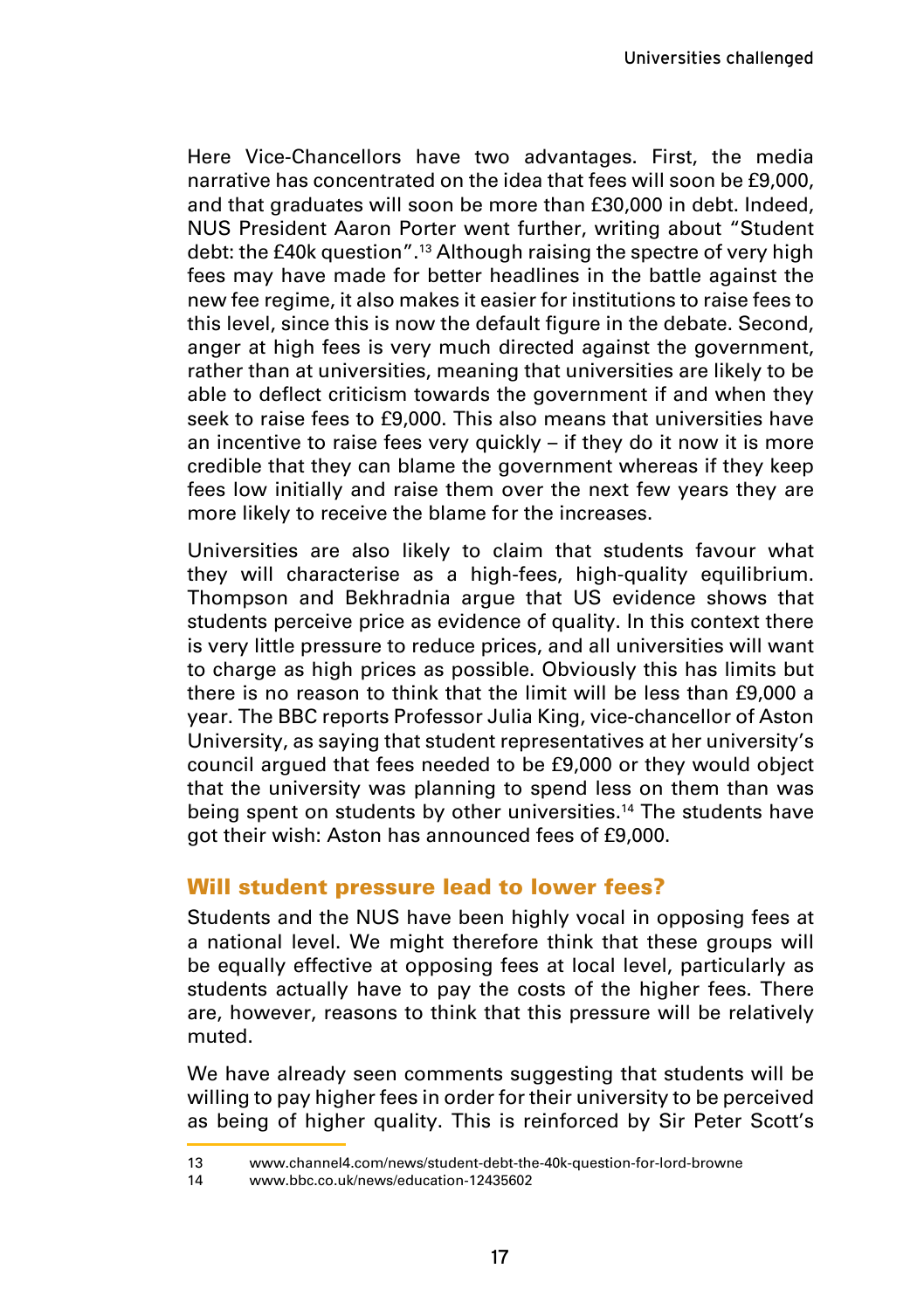Here Vice-Chancellors have two advantages. First, the media narrative has concentrated on the idea that fees will soon be £9,000, and that graduates will soon be more than £30,000 in debt. Indeed, NUS President Aaron Porter went further, writing about "Student debt: the £40k question".[13] Although raising the spectre of very high fees may have made for better headlines in the battle against the new fee regime, it also makes it easier for institutions to raise fees to this level, since this is now the default figure in the debate. Second, anger at high fees is very much directed against the government, rather than at universities, meaning that universities are likely to be able to deflect criticism towards the government if and when they seek to raise fees to £9,000. This also means that universities have an incentive to raise fees very quickly – if they do it now it is more credible that they can blame the government whereas if they keep fees low initially and raise them over the next few years they are more likely to receive the blame for the increases.

Universities are also likely to claim that students favour what they will characterise as a high-fees, high-quality equilibrium. Thompson and Bekhradnia argue that US evidence shows that students perceive price as evidence of quality. In this context there is very little pressure to reduce prices, and all universities will want to charge as high prices as possible. Obviously this has limits but there is no reason to think that the limit will be less than £9,000 a year. The BBC reports Professor Julia King, vice-chancellor of Aston University, as saying that student representatives at her university's council argued that fees needed to be £9,000 or they would object that the university was planning to spend less on them than was being spent on students by other universities.[14] The students have got their wish: Aston has announced fees of £9,000.

## Will student pressure lead to lower fees?

Students and the NUS have been highly vocal in opposing fees at a national level. We might therefore think that these groups will be equally effective at opposing fees at local level, particularly as students actually have to pay the costs of the higher fees. There are, however, reasons to think that this pressure will be relatively muted.

We have already seen comments suggesting that students will be willing to pay higher fees in order for their university to be perceived as being of higher quality. This is reinforced by Sir Peter Scott's

13 www.channel4.com/news/student-debt-the-40k-question-for-lord-browne

14 www.bbc.co.uk/news/education-12435602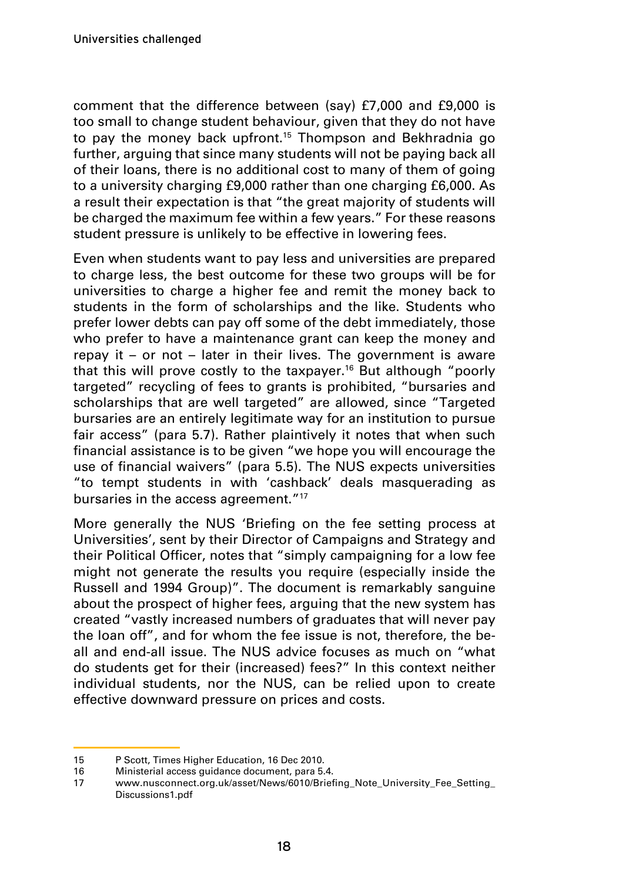comment that the difference between (say) £7,000 and £9,000 is too small to change student behaviour, given that they do not have to pay the money back upfront.[15] Thompson and Bekhradnia go further, arguing that since many students will not be paying back all of their loans, there is no additional cost to many of them of going to a university charging £9,000 rather than one charging £6,000. As a result their expectation is that "the great majority of students will be charged the maximum fee within a few years." For these reasons student pressure is unlikely to be effective in lowering fees.

Even when students want to pay less and universities are prepared to charge less, the best outcome for these two groups will be for universities to charge a higher fee and remit the money back to students in the form of scholarships and the like. Students who prefer lower debts can pay off some of the debt immediately, those who prefer to have a maintenance grant can keep the money and repay it – or not – later in their lives. The government is aware that this will prove costly to the taxpayer.[16] But although "poorly targeted" recycling of fees to grants is prohibited, "bursaries and scholarships that are well targeted" are allowed, since "Targeted bursaries are an entirely legitimate way for an institution to pursue fair access" (para 5.7). Rather plaintively it notes that when such financial assistance is to be given "we hope you will encourage the use of financial waivers" (para 5.5). The NUS expects universities "to tempt students in with 'cashback' deals masquerading as bursaries in the access agreement."[17]

More generally the NUS 'Briefing on the fee setting process at Universities', sent by their Director of Campaigns and Strategy and their Political Officer, notes that "simply campaigning for a low fee might not generate the results you require (especially inside the Russell and 1994 Group)". The document is remarkably sanguine about the prospect of higher fees, arguing that the new system has created "vastly increased numbers of graduates that will never pay the loan off", and for whom the fee issue is not, therefore, the be-all and end-all issue. The NUS advice focuses as much on "what do students get for their (increased) fees?" In this context neither individual students, nor the NUS, can be relied upon to create effective downward pressure on prices and costs.

---

15 P Scott, Times Higher Education, 16 Dec 2010.

16 Ministerial access guidance document, para 5.4.

17 www.nusconnect.org.uk/asset/News/6010/Briefing_Note_University_Fee_Setting_Discussions1.pdf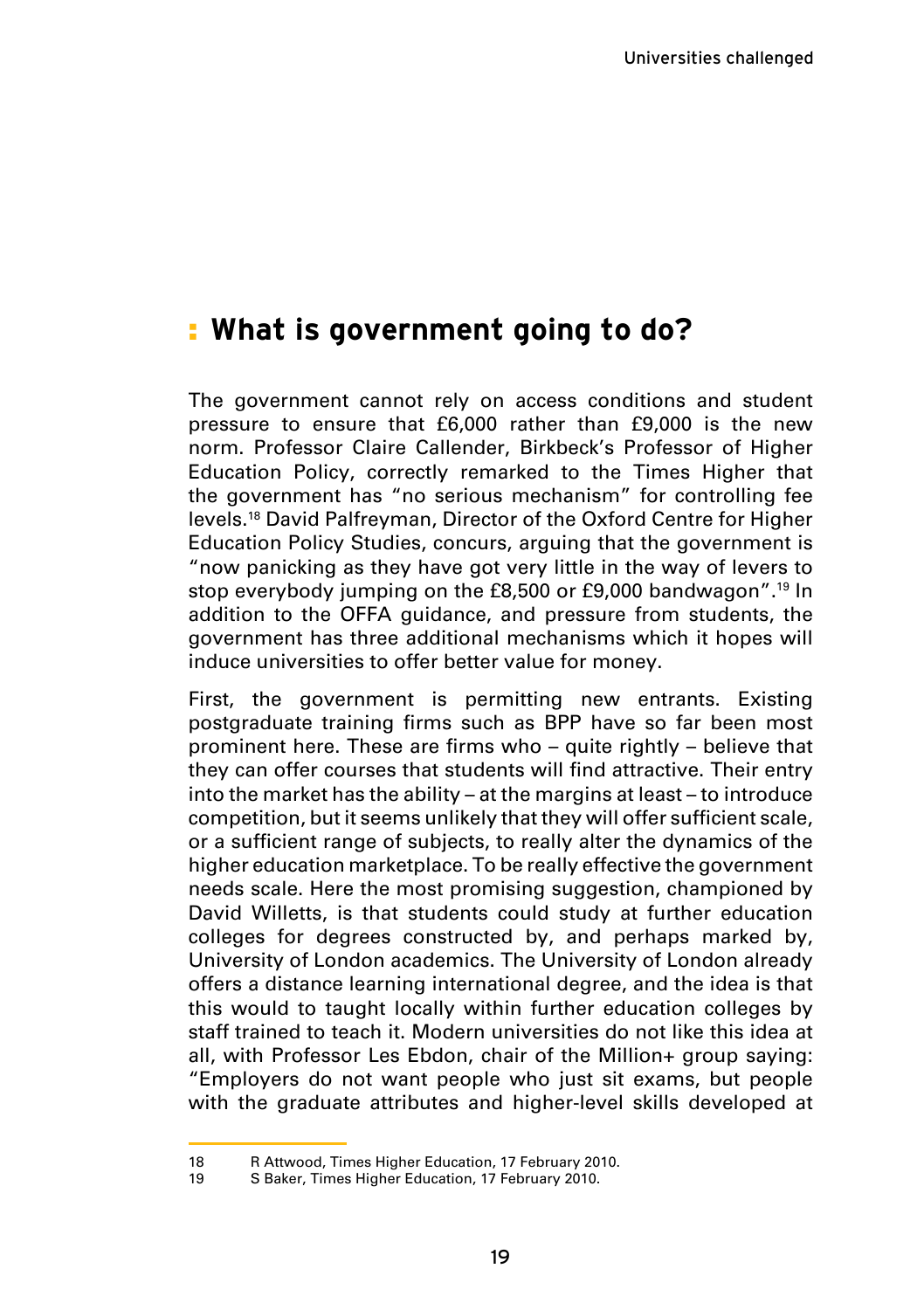## What is government going to do?

The government cannot rely on access conditions and student pressure to ensure that £6,000 rather than £9,000 is the new norm. Professor Claire Callender, Birkbeck's Professor of Higher Education Policy, correctly remarked to the Times Higher that the government has "no serious mechanism" for controlling fee levels.[18] David Palfreyman, Director of the Oxford Centre for Higher Education Policy Studies, concurs, arguing that the government is "now panicking as they have got very little in the way of levers to stop everybody jumping on the £8,500 or £9,000 bandwagon".[19] In addition to the OFFA guidance, and pressure from students, the government has three additional mechanisms which it hopes will induce universities to offer better value for money.

First, the government is permitting new entrants. Existing postgraduate training firms such as BPP have so far been most prominent here. These are firms who – quite rightly – believe that they can offer courses that students will find attractive. Their entry into the market has the ability – at the margins at least – to introduce competition, but it seems unlikely that they will offer sufficient scale, or a sufficient range of subjects, to really alter the dynamics of the higher education marketplace. To be really effective the government needs scale. Here the most promising suggestion, championed by David Willetts, is that students could study at further education colleges for degrees constructed by, and perhaps marked by, University of London academics. The University of London already offers a distance learning international degree, and the idea is that this would to taught locally within further education colleges by staff trained to teach it. Modern universities do not like this idea at all, with Professor Les Ebdon, chair of the Million+ group saying: "Employers do not want people who just sit exams, but people with the graduate attributes and higher-level skills developed at

---

18 R Attwood, Times Higher Education, 17 February 2010.

19 S Baker, Times Higher Education, 17 February 2010.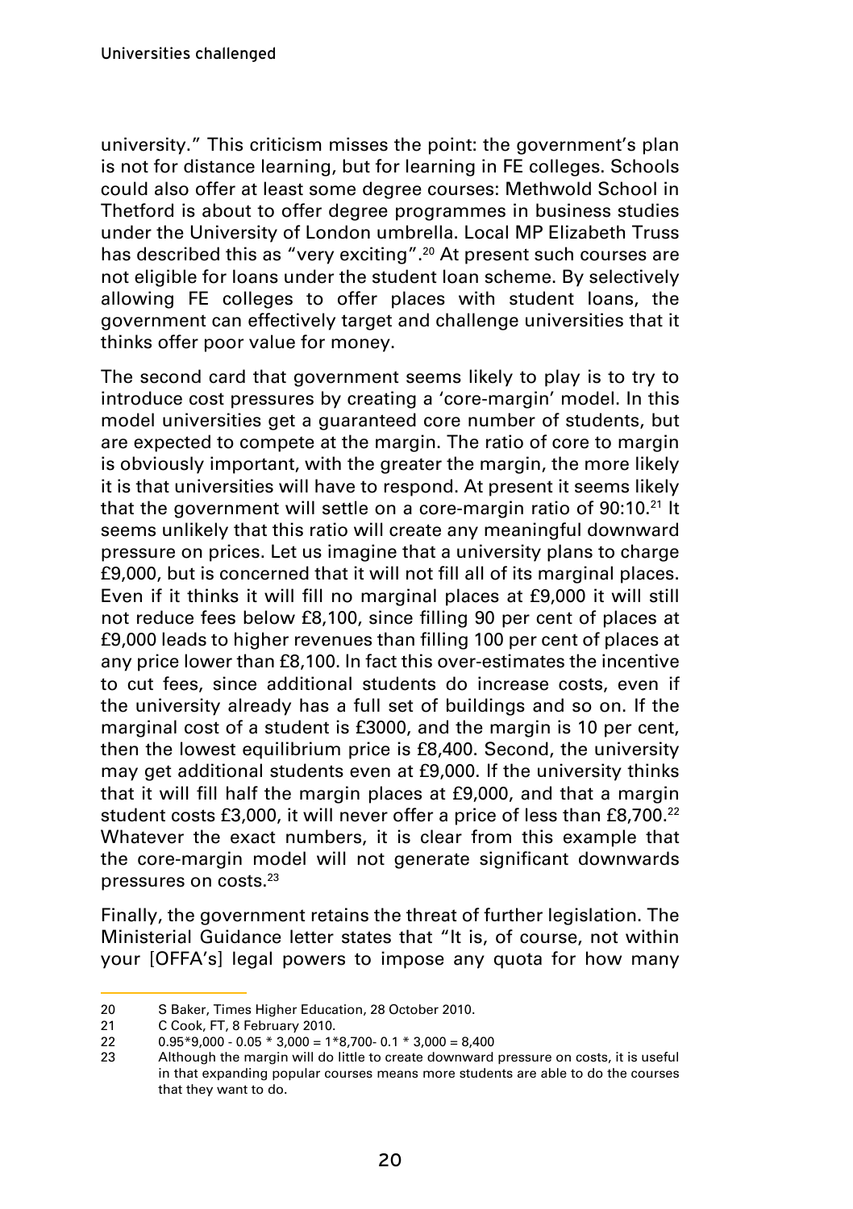university." This criticism misses the point: the government's plan is not for distance learning, but for learning in FE colleges. Schools could also offer at least some degree courses: Methwold School in Thetford is about to offer degree programmes in business studies under the University of London umbrella. Local MP Elizabeth Truss has described this as "very exciting".[20] At present such courses are not eligible for loans under the student loan scheme. By selectively allowing FE colleges to offer places with student loans, the government can effectively target and challenge universities that it thinks offer poor value for money.

The second card that government seems likely to play is to try to introduce cost pressures by creating a 'core-margin' model. In this model universities get a guaranteed core number of students, but are expected to compete at the margin. The ratio of core to margin is obviously important, with the greater the margin, the more likely it is that universities will have to respond. At present it seems likely that the government will settle on a core-margin ratio of 90:10.[21] It seems unlikely that this ratio will create any meaningful downward pressure on prices. Let us imagine that a university plans to charge £9,000, but is concerned that it will not fill all of its marginal places. Even if it thinks it will fill no marginal places at £9,000 it will still not reduce fees below £8,100, since filling 90 per cent of places at £9,000 leads to higher revenues than filling 100 per cent of places at any price lower than £8,100. In fact this over-estimates the incentive to cut fees, since additional students do increase costs, even if the university already has a full set of buildings and so on. If the marginal cost of a student is £3000, and the margin is 10 per cent, then the lowest equilibrium price is £8,400. Second, the university may get additional students even at £9,000. If the university thinks that it will fill half the margin places at £9,000, and that a margin student costs £3,000, it will never offer a price of less than £8,700.[22] Whatever the exact numbers, it is clear from this example that the core-margin model will not generate significant downwards pressures on costs.[23]

Finally, the government retains the threat of further legislation. The Ministerial Guidance letter states that "It is, of course, not within your [OFFA's] legal powers to impose any quota for how many

---

20 S Baker, Times Higher Education, 28 October 2010.

21 C Cook, FT, 8 February 2010.

22 $0.95*9{,}000 - 0.05 * 3{,}000 = 1*8{,}700 - 0.1 * 3{,}000 = 8{,}400$

23 Although the margin will do little to create downward pressure on costs, it is useful in that expanding popular courses means more students are able to do the courses that they want to do.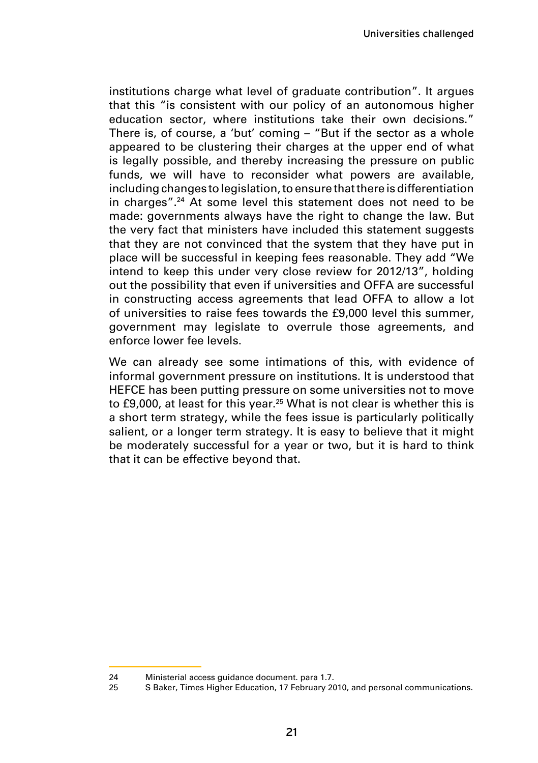institutions charge what level of graduate contribution". It argues that this "is consistent with our policy of an autonomous higher education sector, where institutions take their own decisions." There is, of course, a 'but' coming – "But if the sector as a whole appeared to be clustering their charges at the upper end of what is legally possible, and thereby increasing the pressure on public funds, we will have to reconsider what powers are available, including changes to legislation, to ensure that there is differentiation in charges".[24] At some level this statement does not need to be made: governments always have the right to change the law. But the very fact that ministers have included this statement suggests that they are not convinced that the system that they have put in place will be successful in keeping fees reasonable. They add "We intend to keep this under very close review for 2012/13", holding out the possibility that even if universities and OFFA are successful in constructing access agreements that lead OFFA to allow a lot of universities to raise fees towards the £9,000 level this summer, government may legislate to overrule those agreements, and enforce lower fee levels.

We can already see some intimations of this, with evidence of informal government pressure on institutions. It is understood that HEFCE has been putting pressure on some universities not to move to £9,000, at least for this year.[25] What is not clear is whether this is a short term strategy, while the fees issue is particularly politically salient, or a longer term strategy. It is easy to believe that it might be moderately successful for a year or two, but it is hard to think that it can be effective beyond that.

24 Ministerial access guidance document. para 1.7.

25 S Baker, Times Higher Education, 17 February 2010, and personal communications.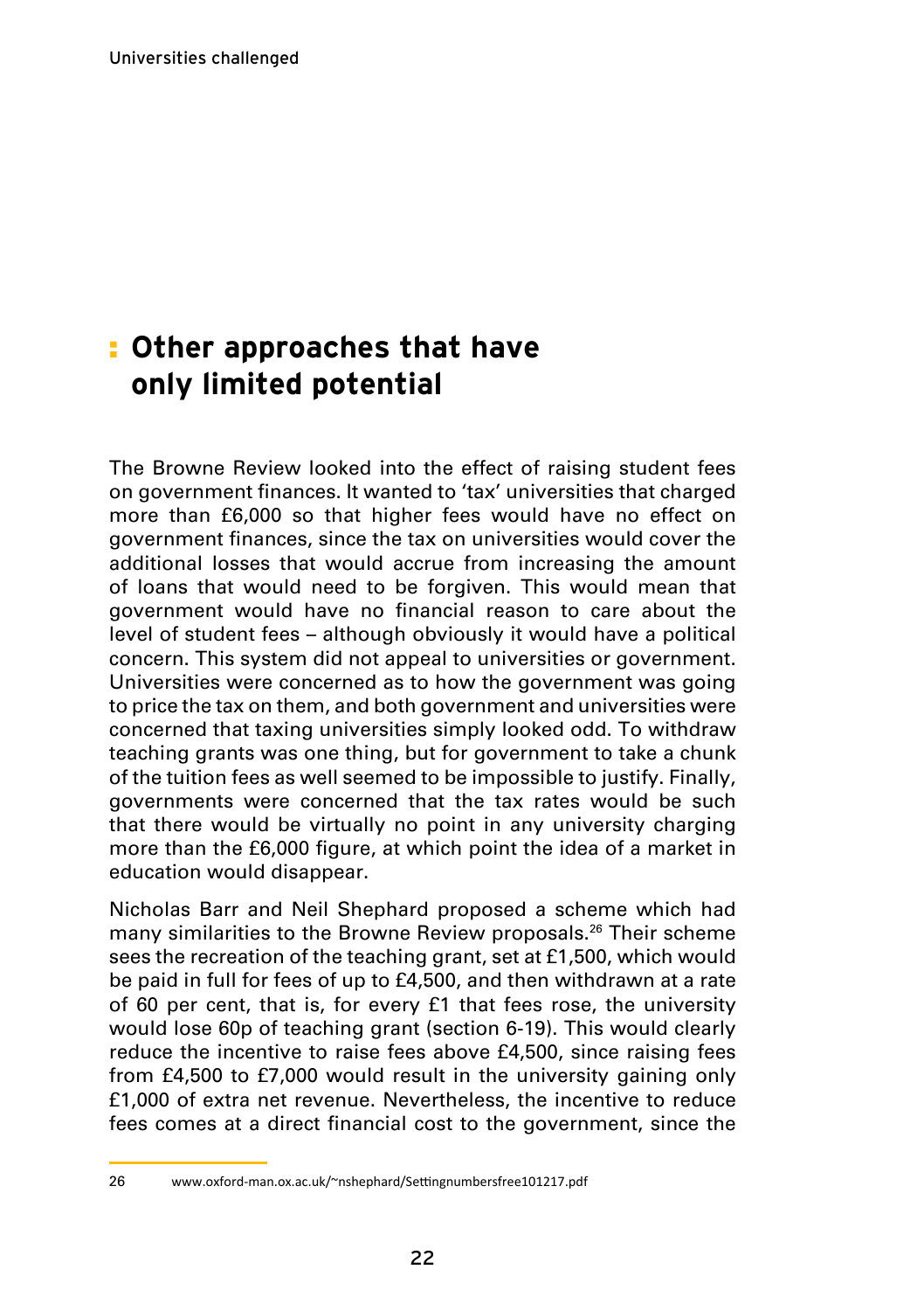## Other approaches that have only limited potential

The Browne Review looked into the effect of raising student fees on government finances. It wanted to 'tax' universities that charged more than £6,000 so that higher fees would have no effect on government finances, since the tax on universities would cover the additional losses that would accrue from increasing the amount of loans that would need to be forgiven. This would mean that government would have no financial reason to care about the level of student fees – although obviously it would have a political concern. This system did not appeal to universities or government. Universities were concerned as to how the government was going to price the tax on them, and both government and universities were concerned that taxing universities simply looked odd. To withdraw teaching grants was one thing, but for government to take a chunk of the tuition fees as well seemed to be impossible to justify. Finally, governments were concerned that the tax rates would be such that there would be virtually no point in any university charging more than the £6,000 figure, at which point the idea of a market in education would disappear.

Nicholas Barr and Neil Shephard proposed a scheme which had many similarities to the Browne Review proposals.[26] Their scheme sees the recreation of the teaching grant, set at £1,500, which would be paid in full for fees of up to £4,500, and then withdrawn at a rate of 60 per cent, that is, for every £1 that fees rose, the university would lose 60p of teaching grant (section 6-19). This would clearly reduce the incentive to raise fees above £4,500, since raising fees from £4,500 to £7,000 would result in the university gaining only £1,000 of extra net revenue. Nevertheless, the incentive to reduce fees comes at a direct financial cost to the government, since the

26 www.oxford-man.ox.ac.uk/~nshephard/Settingnumbersfree101217.pdf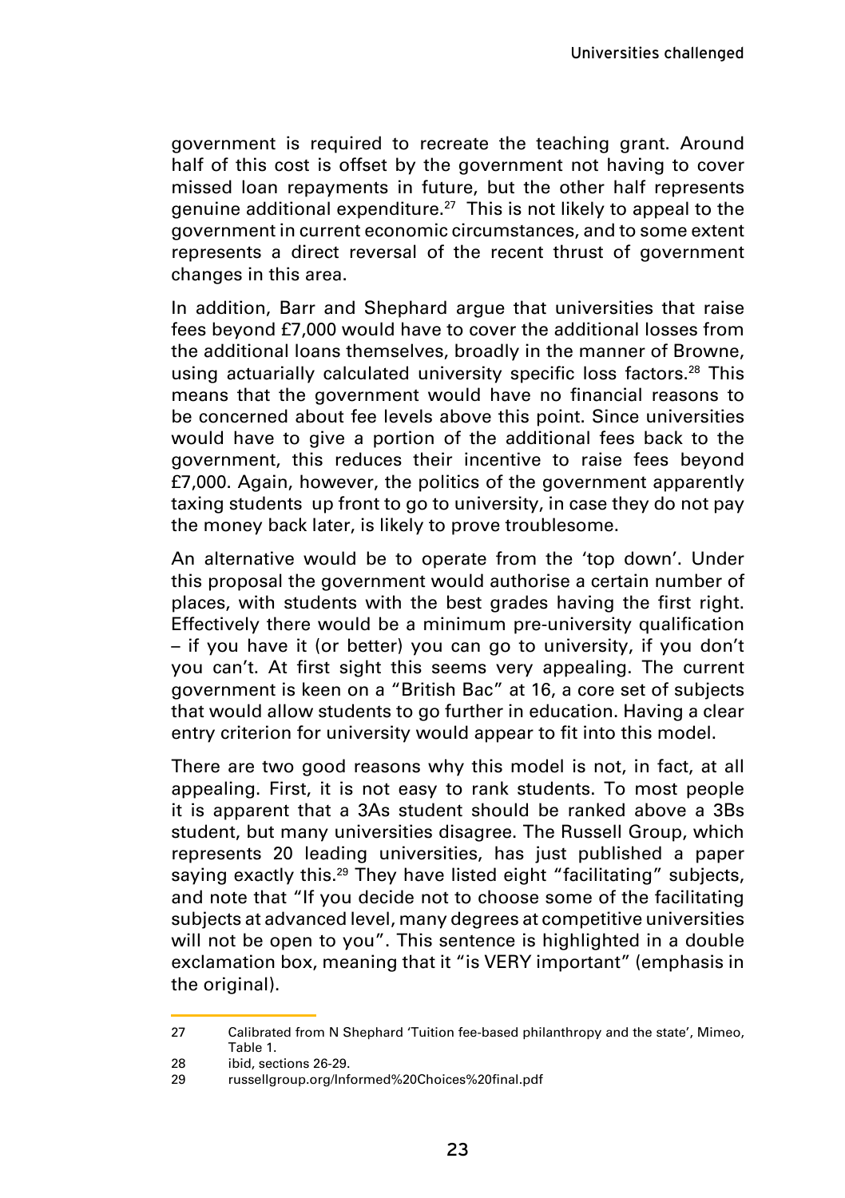government is required to recreate the teaching grant. Around half of this cost is offset by the government not having to cover missed loan repayments in future, but the other half represents genuine additional expenditure.[27] This is not likely to appeal to the government in current economic circumstances, and to some extent represents a direct reversal of the recent thrust of government changes in this area.

In addition, Barr and Shephard argue that universities that raise fees beyond £7,000 would have to cover the additional losses from the additional loans themselves, broadly in the manner of Browne, using actuarially calculated university specific loss factors.[28] This means that the government would have no financial reasons to be concerned about fee levels above this point. Since universities would have to give a portion of the additional fees back to the government, this reduces their incentive to raise fees beyond £7,000. Again, however, the politics of the government apparently taxing students up front to go to university, in case they do not pay the money back later, is likely to prove troublesome.

An alternative would be to operate from the 'top down'. Under this proposal the government would authorise a certain number of places, with students with the best grades having the first right. Effectively there would be a minimum pre-university qualification – if you have it (or better) you can go to university, if you don't you can't. At first sight this seems very appealing. The current government is keen on a "British Bac" at 16, a core set of subjects that would allow students to go further in education. Having a clear entry criterion for university would appear to fit into this model.

There are two good reasons why this model is not, in fact, at all appealing. First, it is not easy to rank students. To most people it is apparent that a 3As student should be ranked above a 3Bs student, but many universities disagree. The Russell Group, which represents 20 leading universities, has just published a paper saying exactly this.[29] They have listed eight "facilitating" subjects, and note that "If you decide not to choose some of the facilitating subjects at advanced level, many degrees at competitive universities will not be open to you". This sentence is highlighted in a double exclamation box, meaning that it "is VERY important" (emphasis in the original).

---

27 Calibrated from N Shephard 'Tuition fee-based philanthropy and the state', Mimeo, Table 1.

28 ibid, sections 26-29.

29 russellgroup.org/Informed%20Choices%20final.pdf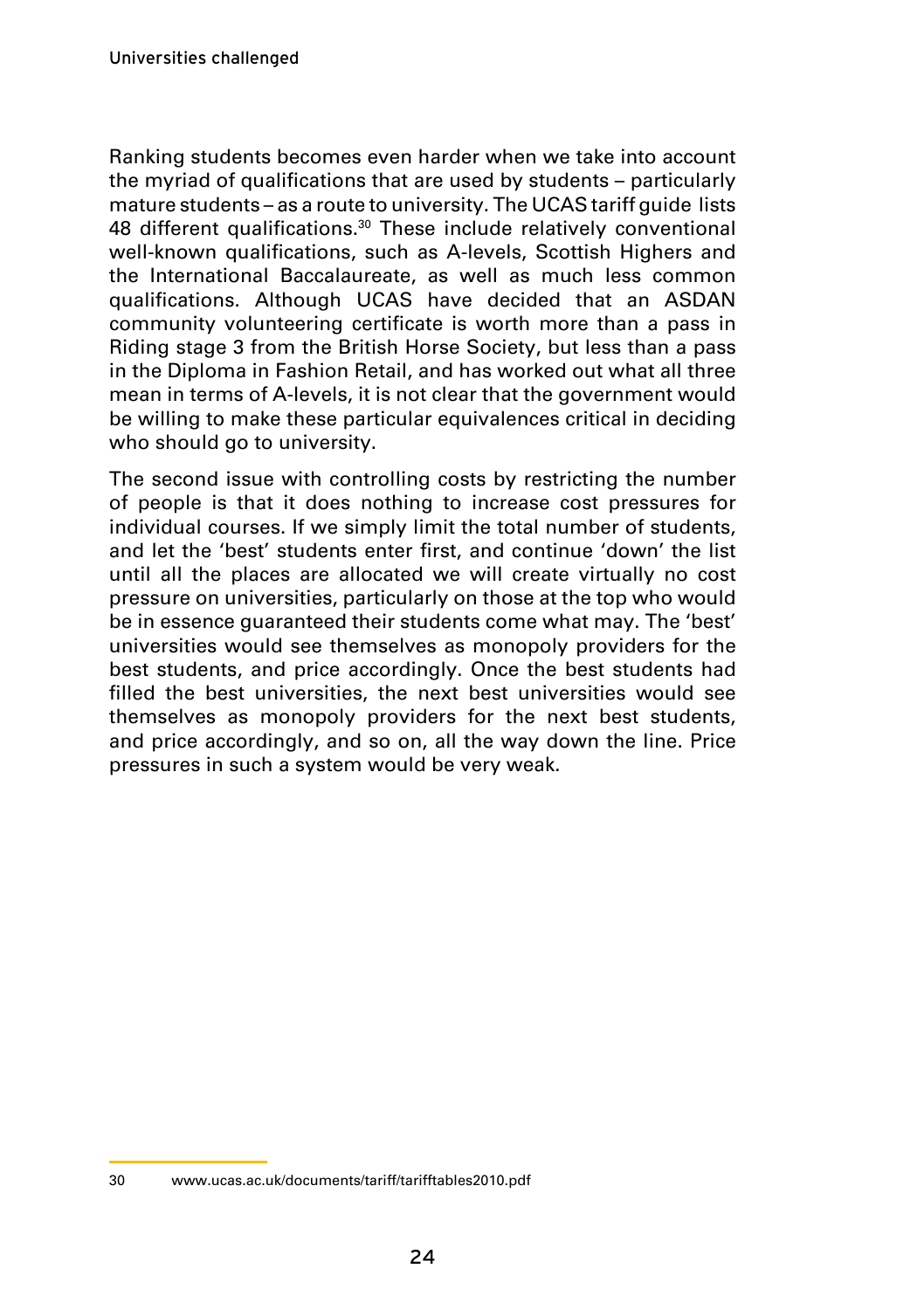Ranking students becomes even harder when we take into account the myriad of qualifications that are used by students – particularly mature students – as a route to university. The UCAS tariff guide lists 48 different qualifications.[30] These include relatively conventional well-known qualifications, such as A-levels, Scottish Highers and the International Baccalaureate, as well as much less common qualifications. Although UCAS have decided that an ASDAN community volunteering certificate is worth more than a pass in Riding stage 3 from the British Horse Society, but less than a pass in the Diploma in Fashion Retail, and has worked out what all three mean in terms of A-levels, it is not clear that the government would be willing to make these particular equivalences critical in deciding who should go to university.

The second issue with controlling costs by restricting the number of people is that it does nothing to increase cost pressures for individual courses. If we simply limit the total number of students, and let the 'best' students enter first, and continue 'down' the list until all the places are allocated we will create virtually no cost pressure on universities, particularly on those at the top who would be in essence guaranteed their students come what may. The 'best' universities would see themselves as monopoly providers for the best students, and price accordingly. Once the best students had filled the best universities, the next best universities would see themselves as monopoly providers for the next best students, and price accordingly, and so on, all the way down the line. Price pressures in such a system would be very weak.

30 www.ucas.ac.uk/documents/tariff/tarifftables2010.pdf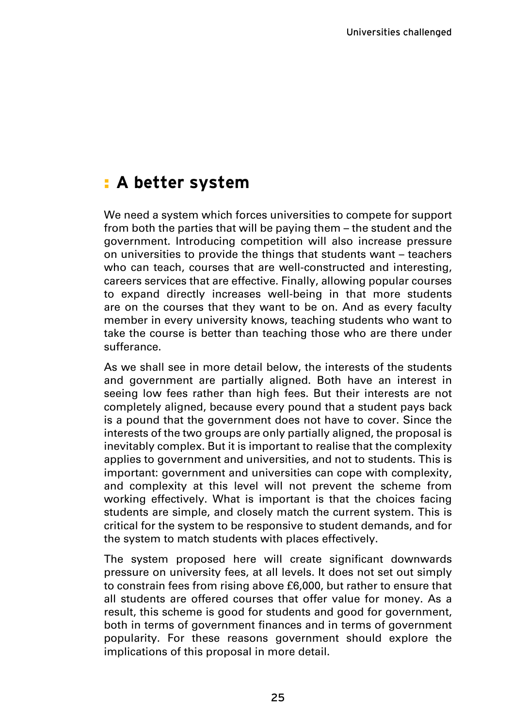## A better system

We need a system which forces universities to compete for support from both the parties that will be paying them – the student and the government. Introducing competition will also increase pressure on universities to provide the things that students want – teachers who can teach, courses that are well-constructed and interesting, careers services that are effective. Finally, allowing popular courses to expand directly increases well-being in that more students are on the courses that they want to be on. And as every faculty member in every university knows, teaching students who want to take the course is better than teaching those who are there under sufferance.

As we shall see in more detail below, the interests of the students and government are partially aligned. Both have an interest in seeing low fees rather than high fees. But their interests are not completely aligned, because every pound that a student pays back is a pound that the government does not have to cover. Since the interests of the two groups are only partially aligned, the proposal is inevitably complex. But it is important to realise that the complexity applies to government and universities, and not to students. This is important: government and universities can cope with complexity, and complexity at this level will not prevent the scheme from working effectively. What is important is that the choices facing students are simple, and closely match the current system. This is critical for the system to be responsive to student demands, and for the system to match students with places effectively.

The system proposed here will create significant downwards pressure on university fees, at all levels. It does not set out simply to constrain fees from rising above £6,000, but rather to ensure that all students are offered courses that offer value for money. As a result, this scheme is good for students and good for government, both in terms of government finances and in terms of government popularity. For these reasons government should explore the implications of this proposal in more detail.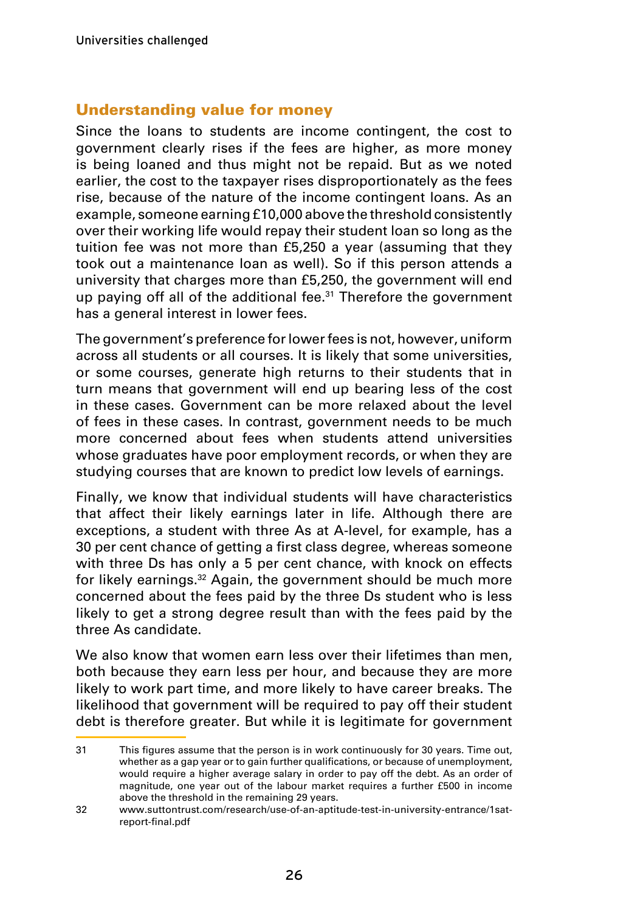## Understanding value for money

Since the loans to students are income contingent, the cost to government clearly rises if the fees are higher, as more money is being loaned and thus might not be repaid. But as we noted earlier, the cost to the taxpayer rises disproportionately as the fees rise, because of the nature of the income contingent loans. As an example, someone earning £10,000 above the threshold consistently over their working life would repay their student loan so long as the tuition fee was not more than £5,250 a year (assuming that they took out a maintenance loan as well). So if this person attends a university that charges more than £5,250, the government will end up paying off all of the additional fee.[31] Therefore the government has a general interest in lower fees.

The government's preference for lower fees is not, however, uniform across all students or all courses. It is likely that some universities, or some courses, generate high returns to their students that in turn means that government will end up bearing less of the cost in these cases. Government can be more relaxed about the level of fees in these cases. In contrast, government needs to be much more concerned about fees when students attend universities whose graduates have poor employment records, or when they are studying courses that are known to predict low levels of earnings.

Finally, we know that individual students will have characteristics that affect their likely earnings later in life. Although there are exceptions, a student with three As at A-level, for example, has a 30 per cent chance of getting a first class degree, whereas someone with three Ds has only a 5 per cent chance, with knock on effects for likely earnings.[32] Again, the government should be much more concerned about the fees paid by the three Ds student who is less likely to get a strong degree result than with the fees paid by the three As candidate.

We also know that women earn less over their lifetimes than men, both because they earn less per hour, and because they are more likely to work part time, and more likely to have career breaks. The likelihood that government will be required to pay off their student debt is therefore greater. But while it is legitimate for government

---

31 This figures assume that the person is in work continuously for 30 years. Time out, whether as a gap year or to gain further qualifications, or because of unemployment, would require a higher average salary in order to pay off the debt. As an order of magnitude, one year out of the labour market requires a further £500 in income above the threshold in the remaining 29 years.

32 www.suttontrust.com/research/use-of-an-aptitude-test-in-university-entrance/1sat-report-final.pdf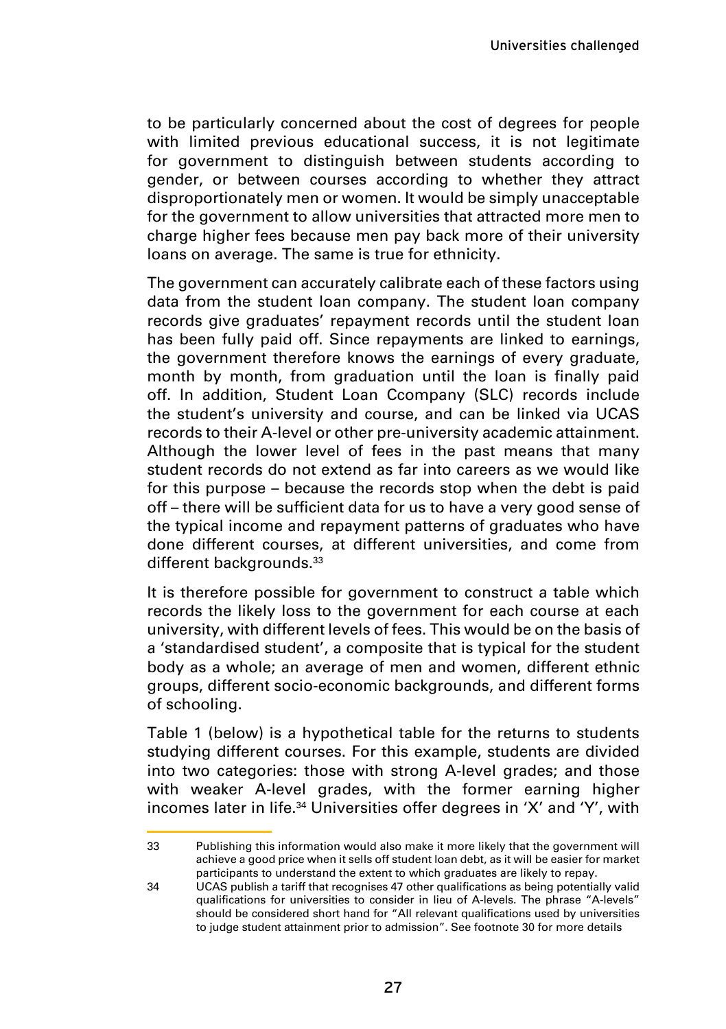to be particularly concerned about the cost of degrees for people with limited previous educational success, it is not legitimate for government to distinguish between students according to gender, or between courses according to whether they attract disproportionately men or women. It would be simply unacceptable for the government to allow universities that attracted more men to charge higher fees because men pay back more of their university loans on average. The same is true for ethnicity.

The government can accurately calibrate each of these factors using data from the student loan company. The student loan company records give graduates' repayment records until the student loan has been fully paid off. Since repayments are linked to earnings, the government therefore knows the earnings of every graduate, month by month, from graduation until the loan is finally paid off. In addition, Student Loan Ccompany (SLC) records include the student's university and course, and can be linked via UCAS records to their A-level or other pre-university academic attainment. Although the lower level of fees in the past means that many student records do not extend as far into careers as we would like for this purpose – because the records stop when the debt is paid off – there will be sufficient data for us to have a very good sense of the typical income and repayment patterns of graduates who have done different courses, at different universities, and come from different backgrounds.[33]

It is therefore possible for government to construct a table which records the likely loss to the government for each course at each university, with different levels of fees. This would be on the basis of a 'standardised student', a composite that is typical for the student body as a whole; an average of men and women, different ethnic groups, different socio-economic backgrounds, and different forms of schooling.

Table 1 (below) is a hypothetical table for the returns to students studying different courses. For this example, students are divided into two categories: those with strong A-level grades; and those with weaker A-level grades, with the former earning higher incomes later in life.[34] Universities offer degrees in 'X' and 'Y', with

---

33 Publishing this information would also make it more likely that the government will achieve a good price when it sells off student loan debt, as it will be easier for market participants to understand the extent to which graduates are likely to repay.

34 UCAS publish a tariff that recognises 47 other qualifications as being potentially valid qualifications for universities to consider in lieu of A-levels. The phrase "A-levels" should be considered short hand for "All relevant qualifications used by universities to judge student attainment prior to admission". See footnote 30 for more details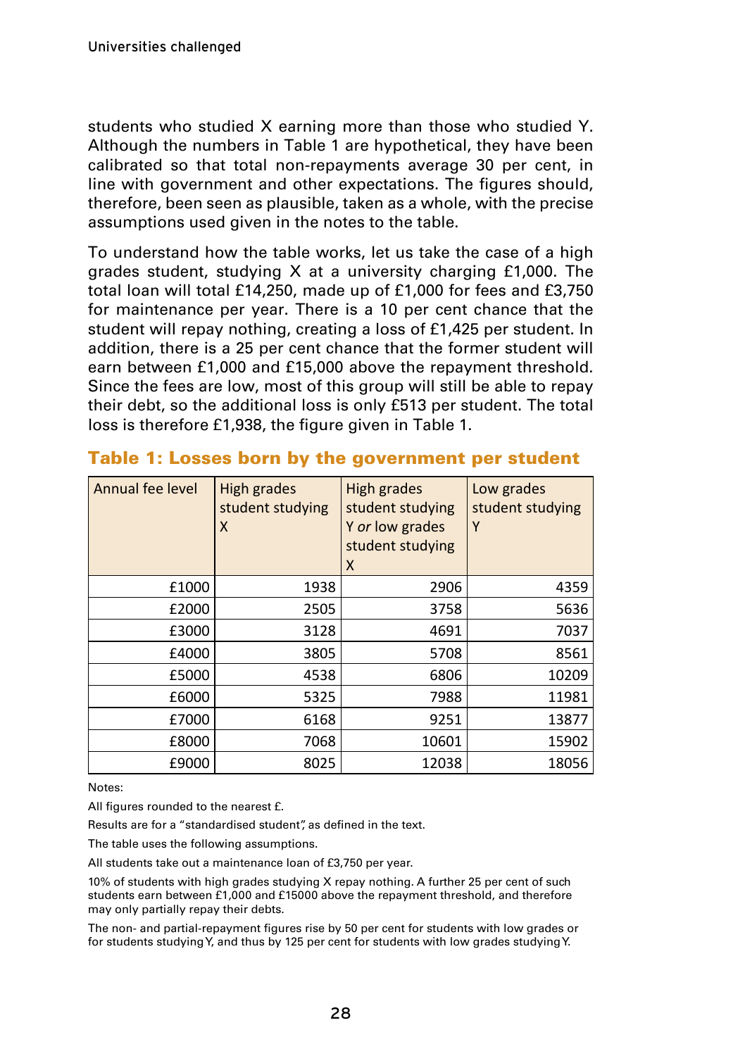students who studied X earning more than those who studied Y. Although the numbers in Table 1 are hypothetical, they have been calibrated so that total non-repayments average 30 per cent, in line with government and other expectations. The figures should, therefore, been be seen as plausible, taken as a whole, with the precise assumptions used given in the notes to the table.

To understand how the table works, let us take the case of a high grades student, studying X at a university charging £1,000. The total loan will total £14,250, made up of £1,000 for fees and £3,750 for maintenance per year. There is a 10 per cent chance that the student will repay nothing, creating a loss of £1,425 per student. In addition, there is a 25 per cent chance that the former student will earn between £1,000 and £15,000 above the repayment threshold. Since the fees are low, most of this group will still be able to repay their debt, so the additional loss is only £513 per student. The total loss is therefore £1,938, the figure given in Table 1.

### Table 1: Losses born by the government per student

| Annual fee level | High grades student studying X | High grades student studying Y *or* low grades student studying X | Low grades student studying Y |
|---:|---:|---:|---:|
| £1000 | 1938 | 2906 | 4359 |
| £2000 | 2505 | 3758 | 5636 |
| £3000 | 3128 | 4691 | 7037 |
| £4000 | 3805 | 5708 | 8561 |
| £5000 | 4538 | 6806 | 10209 |
| £6000 | 5325 | 7988 | 11981 |
| £7000 | 6168 | 9251 | 13877 |
| £8000 | 7068 | 10601 | 15902 |
| £9000 | 8025 | 12038 | 18056 |

Notes:

All figures rounded to the nearest £.

Results are for a "standardised student", as defined in the text.

The table uses the following assumptions.

All students take out a maintenance loan of £3,750 per year.

10% of students with high grades studying X repay nothing. A further 25 per cent of such students earn between £1,000 and £15000 above the repayment threshold, and therefore may only partially repay their debts.

The non- and partial-repayment figures rise by 50 per cent for students with low grades or for students studying Y, and thus by 125 per cent for students with low grades studying Y.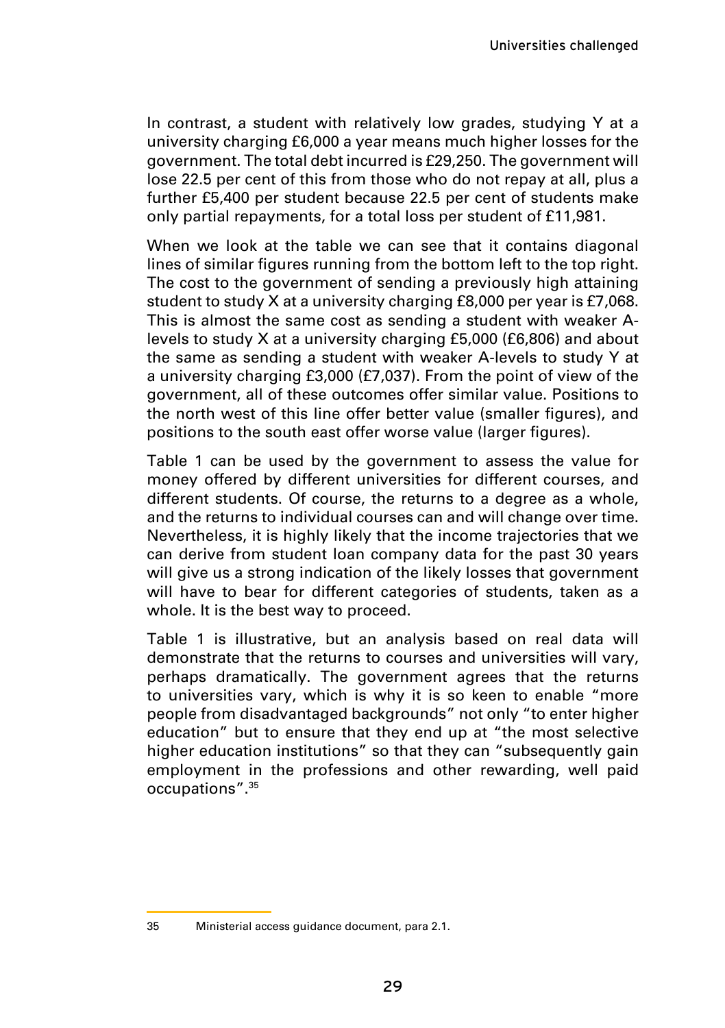In contrast, a student with relatively low grades, studying Y at a university charging £6,000 a year means much higher losses for the government. The total debt incurred is £29,250. The government will lose 22.5 per cent of this from those who do not repay at all, plus a further £5,400 per student because 22.5 per cent of students make only partial repayments, for a total loss per student of £11,981.

When we look at the table we can see that it contains diagonal lines of similar figures running from the bottom left to the top right. The cost to the government of sending a previously high attaining student to study X at a university charging £8,000 per year is £7,068. This is almost the same cost as sending a student with weaker A-levels to study X at a university charging £5,000 (£6,806) and about the same as sending a student with weaker A-levels to study Y at a university charging £3,000 (£7,037). From the point of view of the government, all of these outcomes offer similar value. Positions to the north west of this line offer better value (smaller figures), and positions to the south east offer worse value (larger figures).

Table 1 can be used by the government to assess the value for money offered by different universities for different courses, and different students. Of course, the returns to a degree as a whole, and the returns to individual courses can and will change over time. Nevertheless, it is highly likely that the income trajectories that we can derive from student loan company data for the past 30 years will give us a strong indication of the likely losses that government will have to bear for different categories of students, taken as a whole. It is the best way to proceed.

Table 1 is illustrative, but an analysis based on real data will demonstrate that the returns to courses and universities will vary, perhaps dramatically. The government agrees that the returns to universities vary, which is why it is so keen to enable "more people from disadvantaged backgrounds" not only "to enter higher education" but to ensure that they end up at "the most selective higher education institutions" so that they can "subsequently gain employment in the professions and other rewarding, well paid occupations".[35]

---

35 Ministerial access guidance document, para 2.1.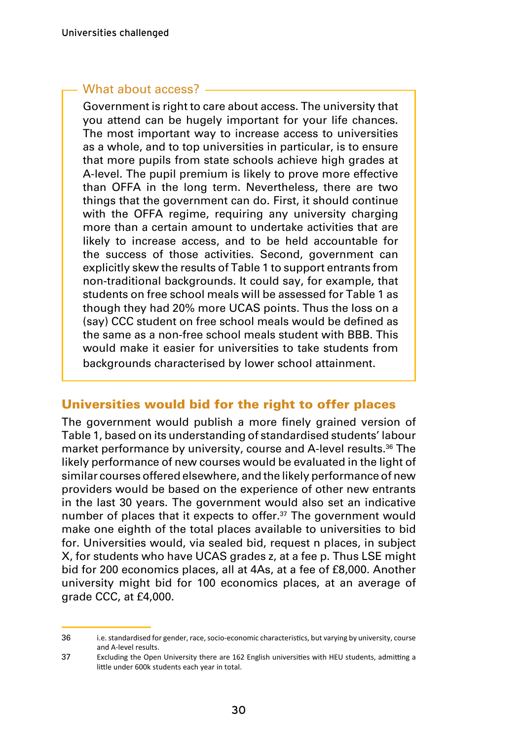### What about access?

Government is right to care about access. The university that you attend can be hugely important for your life chances. The most important way to increase access to universities as a whole, and to top universities in particular, is to ensure that more pupils from state schools achieve high grades at A-level. The pupil premium is likely to prove more effective than OFFA in the long term. Nevertheless, there are two things that the government can do. First, it should continue with the OFFA regime, requiring any university charging more than a certain amount to undertake activities that are likely to increase access, and to be held accountable for the success of those activities. Second, government can explicitly skew the results of Table 1 to support entrants from non-traditional backgrounds. It could say, for example, that students on free school meals will be assessed for Table 1 as though they had 20% more UCAS points. Thus the loss on a (say) CCC student on free school meals would be defined as the same as a non-free school meals student with BBB. This would make it easier for universities to take students from backgrounds characterised by lower school attainment.

## Universities would bid for the right to offer places

The government would publish a more finely grained version of Table 1, based on its understanding of standardised students' labour market performance by university, course and A-level results.[36] The likely performance of new courses would be evaluated in the light of similar courses offered elsewhere, and the likely performance of new providers would be based on the experience of other new entrants in the last 30 years. The government would also set an indicative number of places that it expects to offer.[37] The government would make one eighth of the total places available to universities to bid for. Universities would, via sealed bid, request n places, in subject X, for students who have UCAS grades z, at a fee p. Thus LSE might bid for 200 economics places, all at 4As, at a fee of £8,000. Another university might bid for 100 economics places, at an average of grade CCC, at £4,000.

---

36 i.e. standardised for gender, race, socio-economic characteristics, but varying by university, course and A-level results.

37 Excluding the Open University there are 162 English universities with HEU students, admitting a little under 600k students each year in total.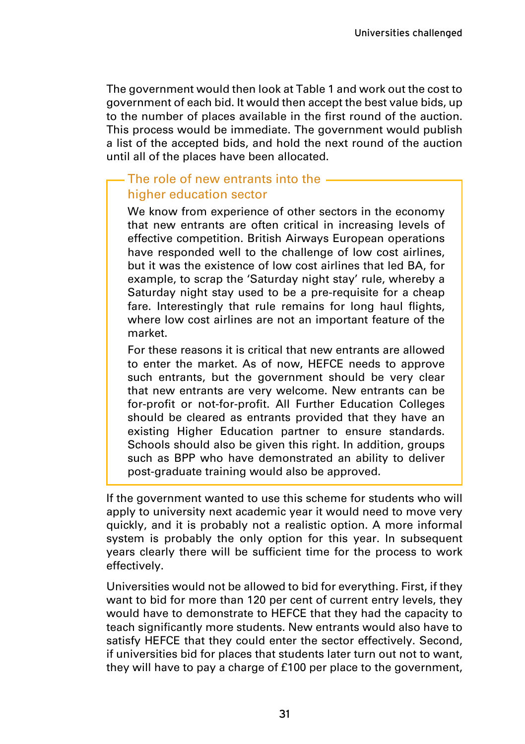The government would then look at Table 1 and work out the cost to government of each bid. It would then accept the best value bids, up to the number of places available in the first round of the auction. This process would be immediate. The government would publish a list of the accepted bids, and hold the next round of the auction until all of the places have been allocated.

### The role of new entrants into the higher education sector

We know from experience of other sectors in the economy that new entrants are often critical in increasing levels of effective competition. British Airways European operations have responded well to the challenge of low cost airlines, but it was the existence of low cost airlines that led BA, for example, to scrap the 'Saturday night stay' rule, whereby a Saturday night stay used to be a pre-requisite for a cheap fare. Interestingly that rule remains for long haul flights, where low cost airlines are not an important feature of the market.

For these reasons it is critical that new entrants are allowed to enter the market. As of now, HEFCE needs to approve such entrants, but the government should be very clear that new entrants are very welcome. New entrants can be for-profit or not-for-profit. All Further Education Colleges should be cleared as entrants provided that they have an existing Higher Education partner to ensure standards. Schools should also be given this right. In addition, groups such as BPP who have demonstrated an ability to deliver post-graduate training would also be approved.

If the government wanted to use this scheme for students who will apply to university next academic year it would need to move very quickly, and it is probably not a realistic option. A more informal system is probably the only option for this year. In subsequent years clearly there will be sufficient time for the process to work effectively.

Universities would not be allowed to bid for everything. First, if they want to bid for more than 120 per cent of current entry levels, they would have to demonstrate to HEFCE that they had the capacity to teach significantly more students. New entrants would also have to satisfy HEFCE that they could enter the sector effectively. Second, if universities bid for places that students later turn out not to want, they will have to pay a charge of £100 per place to the government,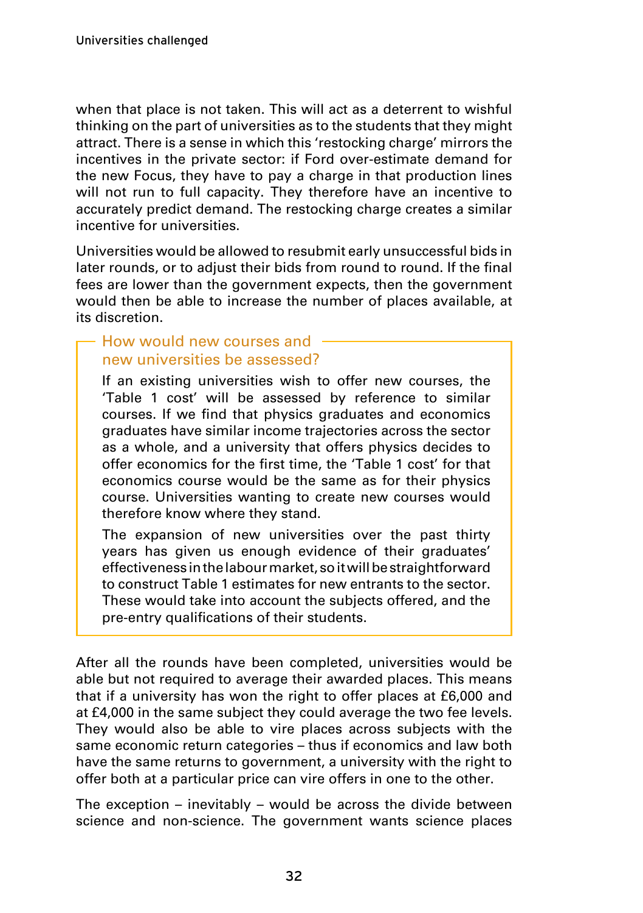when that place is not taken. This will act as a deterrent to wishful thinking on the part of universities as to the students that they might attract. There is a sense in which this 'restocking charge' mirrors the incentives in the private sector: if Ford over-estimate demand for the new Focus, they have to pay a charge in that production lines will not run to full capacity. They therefore have an incentive to accurately predict demand. The restocking charge creates a similar incentive for universities.

Universities would be allowed to resubmit early unsuccessful bids in later rounds, or to adjust their bids from round to round. If the final fees are lower than the government expects, then the government would then be able to increase the number of places available, at its discretion.

### How would new courses and new universities be assessed?

If an existing universities wish to offer new courses, the 'Table 1 cost' will be assessed by reference to similar courses. If we find that physics graduates and economics graduates have similar income trajectories across the sector as a whole, and a university that offers physics decides to offer economics for the first time, the 'Table 1 cost' for that economics course would be the same as for their physics course. Universities wanting to create new courses would therefore know where they stand.

The expansion of new universities over the past thirty years has given us enough evidence of their graduates' effectiveness in the labour market, so it will be straightforward to construct Table 1 estimates for new entrants to the sector. These would take into account the subjects offered, and the pre-entry qualifications of their students.

After all the rounds have been completed, universities would be able but not required to average their awarded places. This means that if a university has won the right to offer places at £6,000 and at £4,000 in the same subject they could average the two fee levels. They would also be able to vire places across subjects with the same economic return categories – thus if economics and law both have the same returns to government, a university with the right to offer both at a particular price can vire offers in one to the other.

The exception – inevitably – would be across the divide between science and non-science. The government wants science places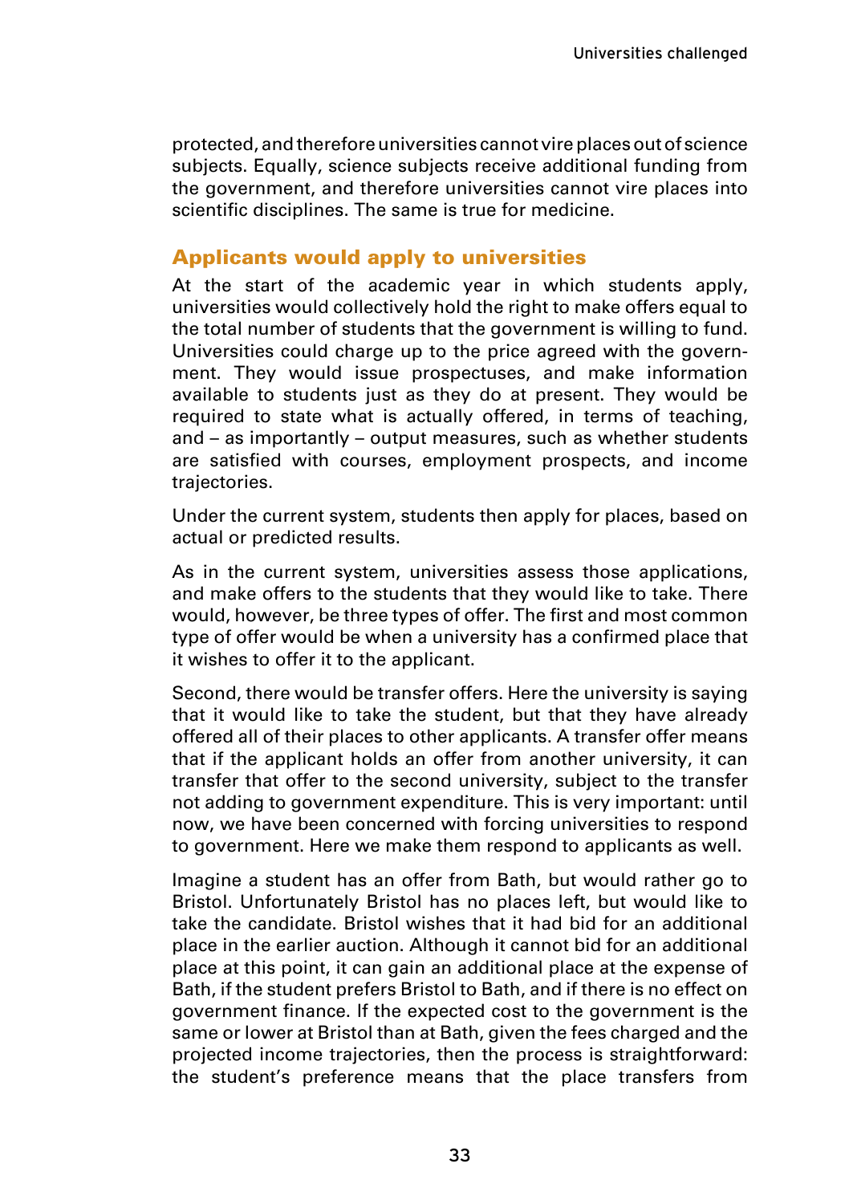protected, and therefore universities cannot vire places out of science subjects. Equally, science subjects receive additional funding from the government, and therefore universities cannot vire places into scientific disciplines. The same is true for medicine.

## Applicants would apply to universities

At the start of the academic year in which students apply, universities would collectively hold the right to make offers equal to the total number of students that the government is willing to fund. Universities could charge up to the price agreed with the government. They would issue prospectuses, and make information available to students just as they do at present. They would be required to state what is actually offered, in terms of teaching, and – as importantly – output measures, such as whether students are satisfied with courses, employment prospects, and income trajectories.

Under the current system, students then apply for places, based on actual or predicted results.

As in the current system, universities assess those applications, and make offers to the students that they would like to take. There would, however, be three types of offer. The first and most common type of offer would be when a university has a confirmed place that it wishes to offer it to the applicant.

Second, there would be transfer offers. Here the university is saying that it would like to take the student, but that they have already offered all of their places to other applicants. A transfer offer means that if the applicant holds an offer from another university, it can transfer that offer to the second university, subject to the transfer not adding to government expenditure. This is very important: until now, we have been concerned with forcing universities to respond to government. Here we make them respond to applicants as well.

Imagine a student has an offer from Bath, but would rather go to Bristol. Unfortunately Bristol has no places left, but would like to take the candidate. Bristol wishes that it had bid for an additional place in the earlier auction. Although it cannot bid for an additional place at this point, it can gain an additional place at the expense of Bath, if the student prefers Bristol to Bath, and if there is no effect on government finance. If the expected cost to the government is the same or lower at Bristol than at Bath, given the fees charged and the projected income trajectories, then the process is straightforward: the student's preference means that the place transfers from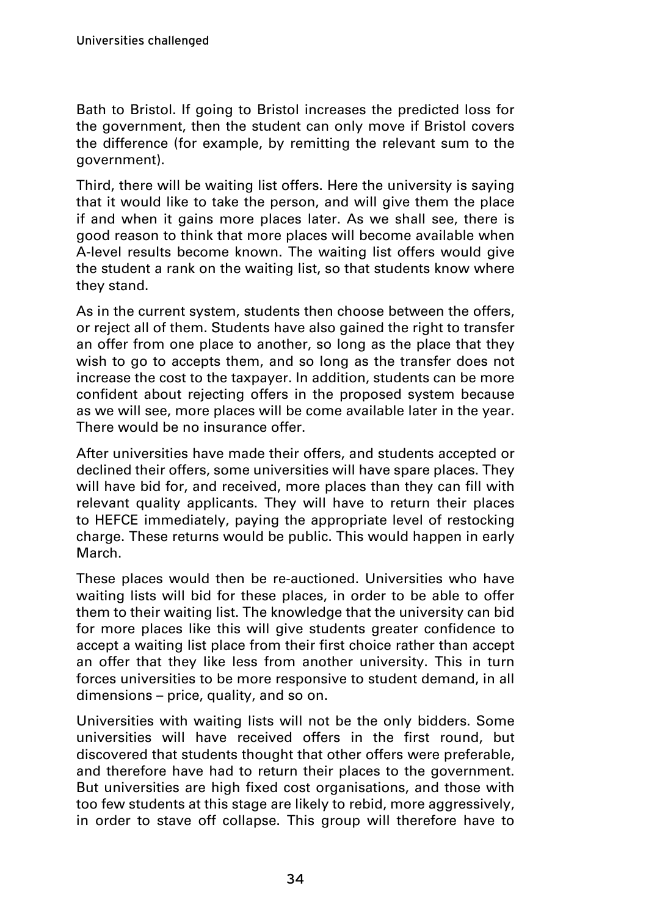Bath to Bristol. If going to Bristol increases the predicted loss for the government, then the student can only move if Bristol covers the difference (for example, by remitting the relevant sum to the government).

Third, there will be waiting list offers. Here the university is saying that it would like to take the person, and will give them the place if and when it gains more places later. As we shall see, there is good reason to think that more places will become available when A-level results become known. The waiting list offers would give the student a rank on the waiting list, so that students know where they stand.

As in the current system, students then choose between the offers, or reject all of them. Students have also gained the right to transfer an offer from one place to another, so long as the place that they wish to go to accepts them, and so long as the transfer does not increase the cost to the taxpayer. In addition, students can be more confident about rejecting offers in the proposed system because as we will see, more places will be come available later in the year. There would be no insurance offer.

After universities have made their offers, and students accepted or declined their offers, some universities will have spare places. They will have bid for, and received, more places than they can fill with relevant quality applicants. They will have to return their places to HEFCE immediately, paying the appropriate level of restocking charge. These returns would be public. This would happen in early March.

These places would then be re-auctioned. Universities who have waiting lists will bid for these places, in order to be able to offer them to their waiting list. The knowledge that the university can bid for more places like this will give students greater confidence to accept a waiting list place from their first choice rather than accept an offer that they like less from another university. This in turn forces universities to be more responsive to student demand, in all dimensions – price, quality, and so on.

Universities with waiting lists will not be the only bidders. Some universities will have received offers in the first round, but discovered that students thought that other offers were preferable, and therefore have had to return their places to the government. But universities are high fixed cost organisations, and those with too few students at this stage are likely to rebid, more aggressively, in order to stave off collapse. This group will therefore have to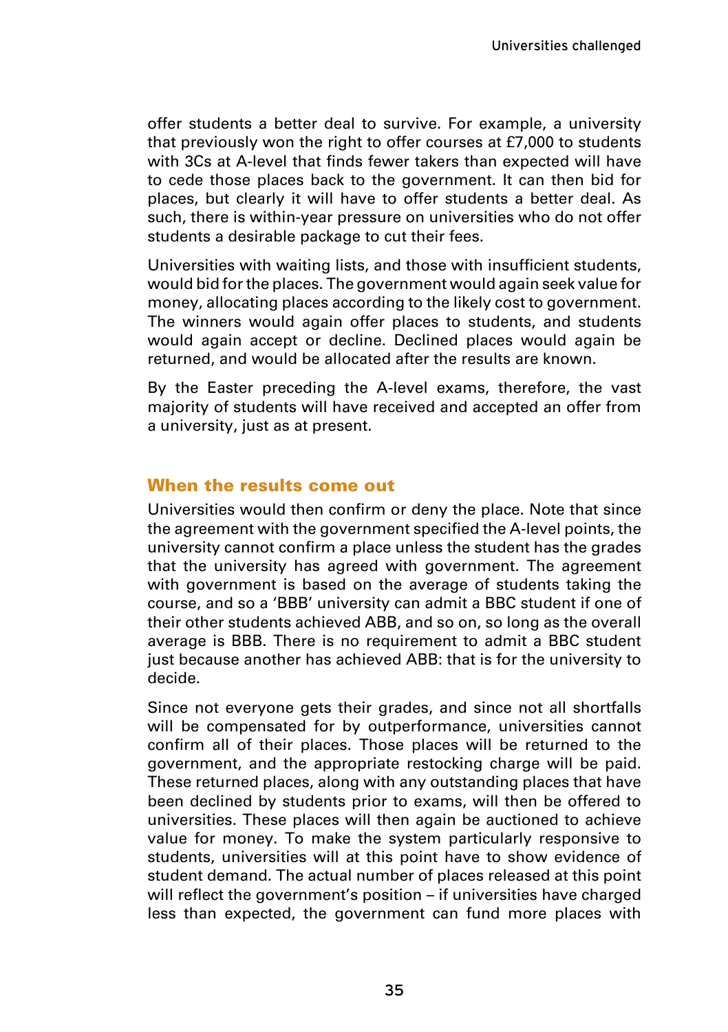offer students a better deal to survive. For example, a university that previously won the right to offer courses at £7,000 to students with 3Cs at A-level that finds fewer takers than expected will have to cede those places back to the government. It can then bid for places, but clearly it will have to offer students a better deal. As such, there is within-year pressure on universities who do not offer students a desirable package to cut their fees.

Universities with waiting lists, and those with insufficient students, would bid for the places. The government would again seek value for money, allocating places according to the likely cost to government. The winners would again offer places to students, and students would again accept or decline. Declined places would again be returned, and would be allocated after the results are known.

By the Easter preceding the A-level exams, therefore, the vast majority of students will have received and accepted an offer from a university, just as at present.

## When the results come out

Universities would then confirm or deny the place. Note that since the agreement with the government specified the A-level points, the university cannot confirm a place unless the student has the grades that the university has agreed with government. The agreement with government is based on the average of students taking the course, and so a 'BBB' university can admit a BBC student if one of their other students achieved ABB, and so on, so long as the overall average is BBB. There is no requirement to admit a BBC student just because another has achieved ABB: that is for the university to decide.

Since not everyone gets their grades, and since not all shortfalls will be compensated for by outperformance, universities cannot confirm all of their places. Those places will be returned to the government, and the appropriate restocking charge will be paid. These returned places, along with any outstanding places that have been declined by students prior to exams, will then be offered to universities. These places will then again be auctioned to achieve value for money. To make the system particularly responsive to students, universities will at this point have to show evidence of student demand. The actual number of places released at this point will reflect the government's position – if universities have charged less than expected, the government can fund more places with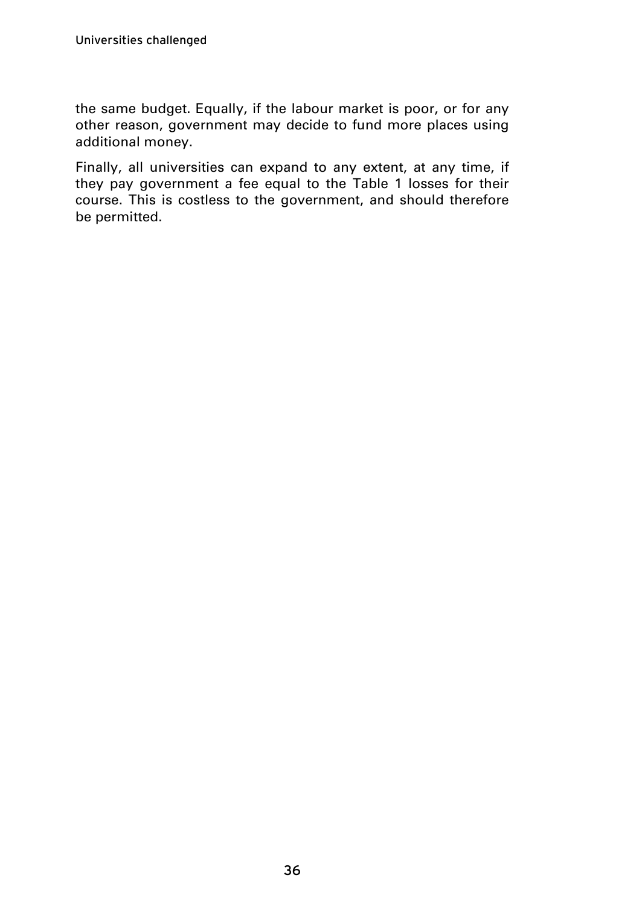the same budget. Equally, if the labour market is poor, or for any other reason, government may decide to fund more places using additional money.

Finally, all universities can expand to any extent, at any time, if they pay government a fee equal to the Table 1 losses for their course. This is costless to the government, and should therefore be permitted.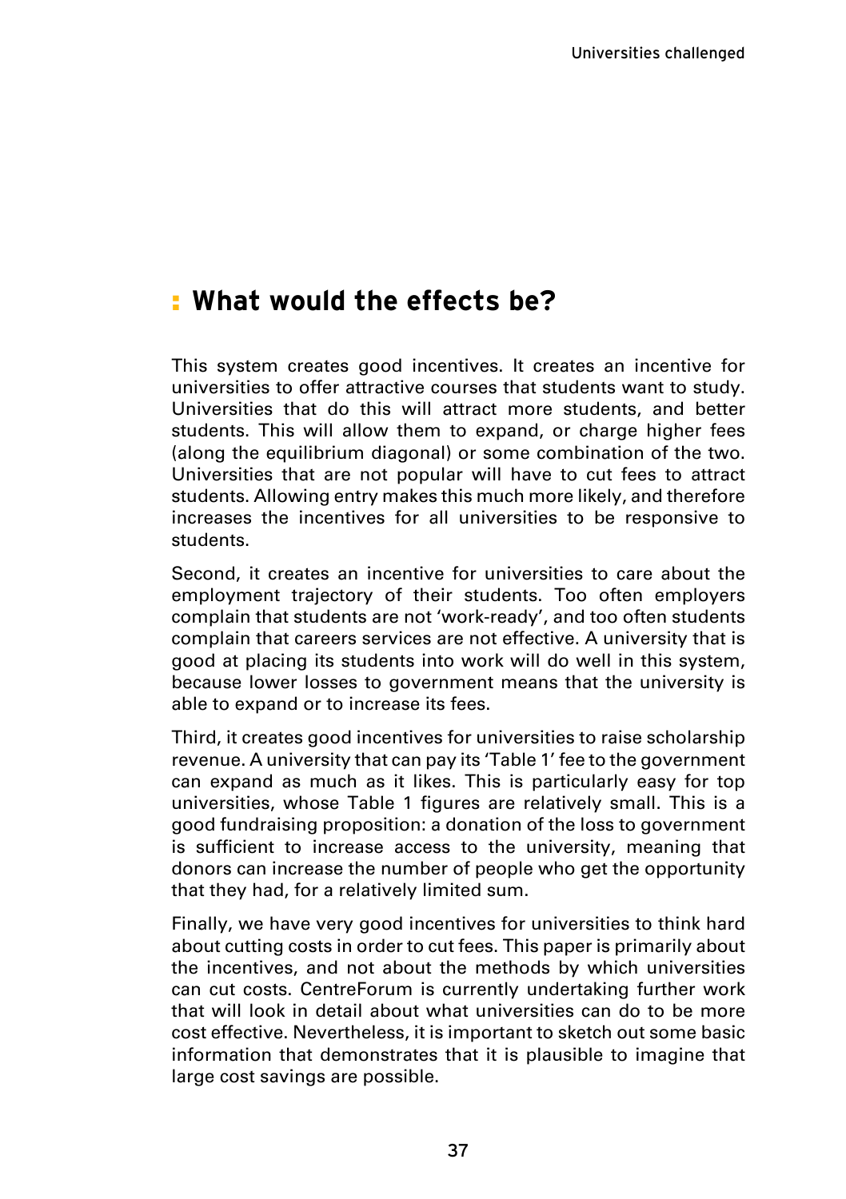## What would the effects be?

This system creates good incentives. It creates an incentive for universities to offer attractive courses that students want to study. Universities that do this will attract more students, and better students. This will allow them to expand, or charge higher fees (along the equilibrium diagonal) or some combination of the two. Universities that are not popular will have to cut fees to attract students. Allowing entry makes this much more likely, and therefore increases the incentives for all universities to be responsive to students.

Second, it creates an incentive for universities to care about the employment trajectory of their students. Too often employers complain that students are not 'work-ready', and too often students complain that careers services are not effective. A university that is good at placing its students into work will do well in this system, because lower losses to government means that the university is able to expand or to increase its fees.

Third, it creates good incentives for universities to raise scholarship revenue. A university that can pay its 'Table 1' fee to the government can expand as much as it likes. This is particularly easy for top universities, whose Table 1 figures are relatively small. This is a good fundraising proposition: a donation of the loss to government is sufficient to increase access to the university, meaning that donors can increase the number of people who get the opportunity that they had, for a relatively limited sum.

Finally, we have very good incentives for universities to think hard about cutting costs in order to cut fees. This paper is primarily about the incentives, and not about the methods by which universities can cut costs. CentreForum is currently undertaking further work that will look in detail about what universities can do to be more cost effective. Nevertheless, it is important to sketch out some basic information that demonstrates that it is plausible to imagine that large cost savings are possible.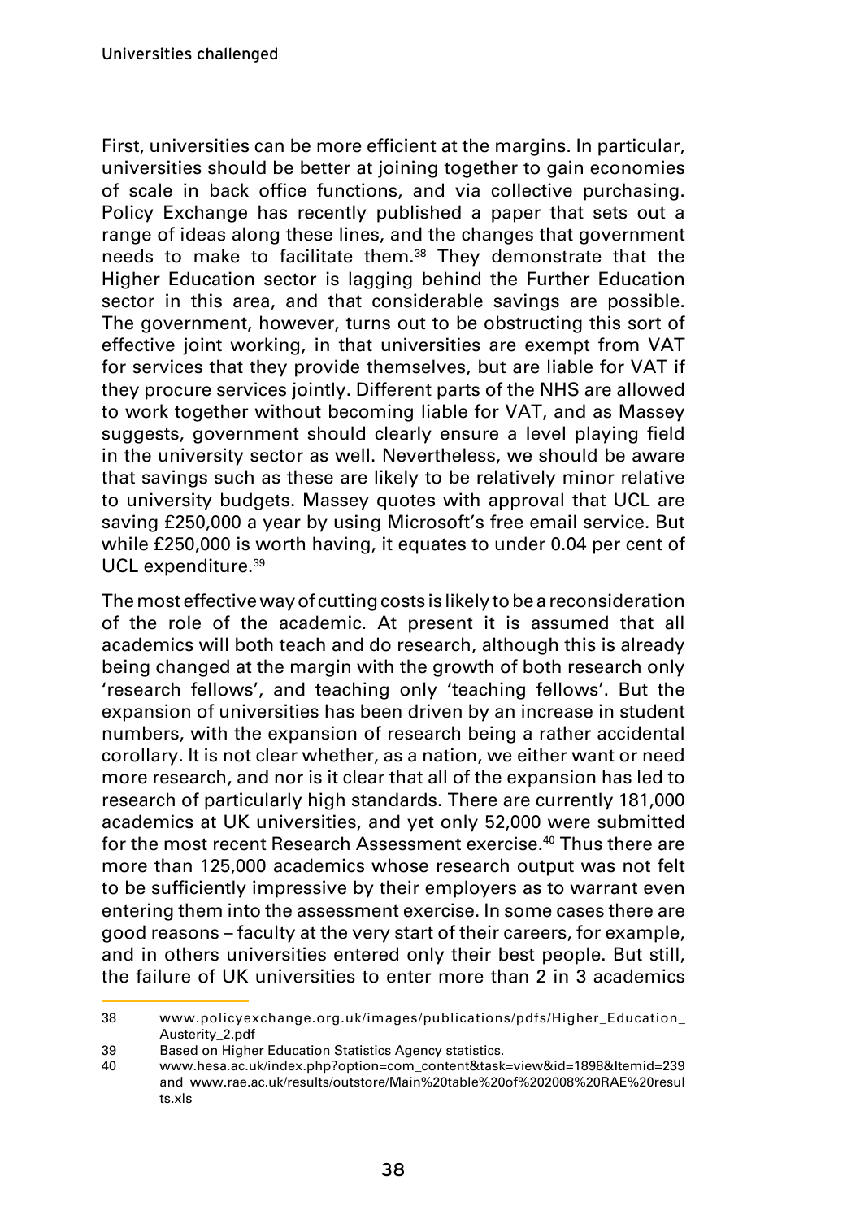First, universities can be more efficient at the margins. In particular, universities should be better at joining together to gain economies of scale in back office functions, and via collective purchasing. Policy Exchange has recently published a paper that sets out a range of ideas along these lines, and the changes that government needs to make to facilitate them.[38] They demonstrate that the Higher Education sector is lagging behind the Further Education sector in this area, and that considerable savings are possible. The government, however, turns out to be obstructing this sort of effective joint working, in that universities are exempt from VAT for services that they provide themselves, but are liable for VAT if they procure services jointly. Different parts of the NHS are allowed to work together without becoming liable for VAT, and as Massey suggests, government should clearly ensure a level playing field in the university sector as well. Nevertheless, we should be aware that savings such as these are likely to be relatively minor relative to university budgets. Massey quotes with approval that UCL are saving £250,000 a year by using Microsoft's free email service. But while £250,000 is worth having, it equates to under 0.04 per cent of UCL expenditure.[39]

The most effective way of cutting costs is likely to be a reconsideration of the role of the academic. At present it is assumed that all academics will both teach and do research, although this is already being changed at the margin with the growth of both research only 'research fellows', and teaching only 'teaching fellows'. But the expansion of universities has been driven by an increase in student numbers, with the expansion of research being a rather accidental corollary. It is not clear whether, as a nation, we either want or need more research, and nor is it clear that all of the expansion has led to research of particularly high standards. There are currently 181,000 academics at UK universities, and yet only 52,000 were submitted for the most recent Research Assessment exercise.[40] Thus there are more than 125,000 academics whose research output was not felt to be sufficiently impressive by their employers as to warrant even entering them into the assessment exercise. In some cases there are good reasons – faculty at the very start of their careers, for example, and in others universities entered only their best people. But still, the failure of UK universities to enter more than 2 in 3 academics

38 www.policyexchange.org.uk/images/publications/pdfs/Higher_Education_Austerity_2.pdf

39 Based on Higher Education Statistics Agency statistics.

40 www.hesa.ac.uk/index.php?option=com_content&task=view&id=1898&Itemid=239 and www.rae.ac.uk/results/outstore/Main%20table%20of%202008%20RAE%20results.xls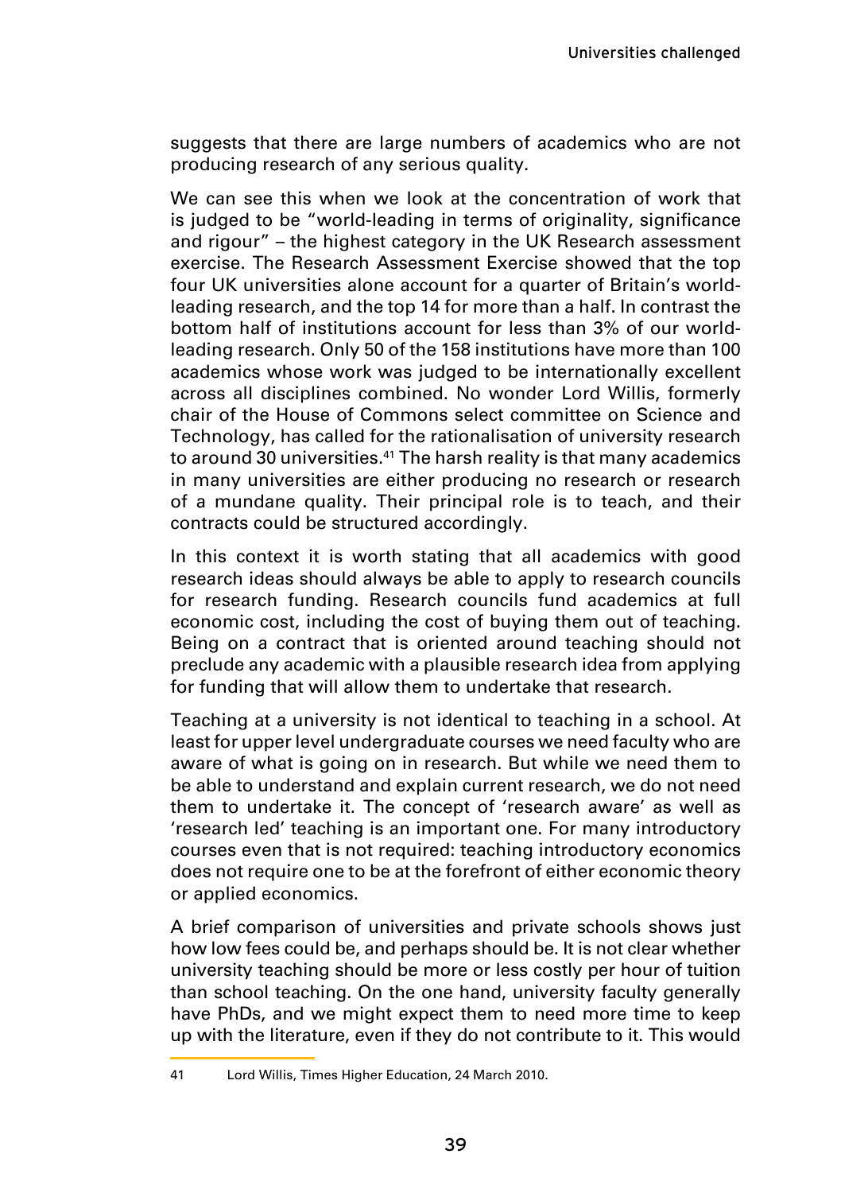suggests that there are large numbers of academics who are not producing research of any serious quality.

We can see this when we look at the concentration of work that is judged to be "world-leading in terms of originality, significance and rigour" – the highest category in the UK Research assessment exercise. The Research Assessment Exercise showed that the top four UK universities alone account for a quarter of Britain's world-leading research, and the top 14 for more than a half. In contrast the bottom half of institutions account for less than 3% of our world-leading research. Only 50 of the 158 institutions have more than 100 academics whose work was judged to be internationally excellent across all disciplines combined. No wonder Lord Willis, formerly chair of the House of Commons select committee on Science and Technology, has called for the rationalisation of university research to around 30 universities.[41] The harsh reality is that many academics in many universities are either producing no research or research of a mundane quality. Their principal role is to teach, and their contracts could be structured accordingly.

In this context it is worth stating that all academics with good research ideas should always be able to apply to research councils for research funding. Research councils fund academics at full economic cost, including the cost of buying them out of teaching. Being on a contract that is oriented around teaching should not preclude any academic with a plausible research idea from applying for funding that will allow them to undertake that research.

Teaching at a university is not identical to teaching in a school. At least for upper level undergraduate courses we need faculty who are aware of what is going on in research. But while we need them to be able to understand and explain current research, we do not need them to undertake it. The concept of 'research aware' as well as 'research led' teaching is an important one. For many introductory courses even that is not required: teaching introductory economics does not require one to be at the forefront of either economic theory or applied economics.

A brief comparison of universities and private schools shows just how low fees could be, and perhaps should be. It is not clear whether university teaching should be more or less costly per hour of tuition than school teaching. On the one hand, university faculty generally have PhDs, and we might expect them to need more time to keep up with the literature, even if they do not contribute to it. This would

41 Lord Willis, Times Higher Education, 24 March 2010.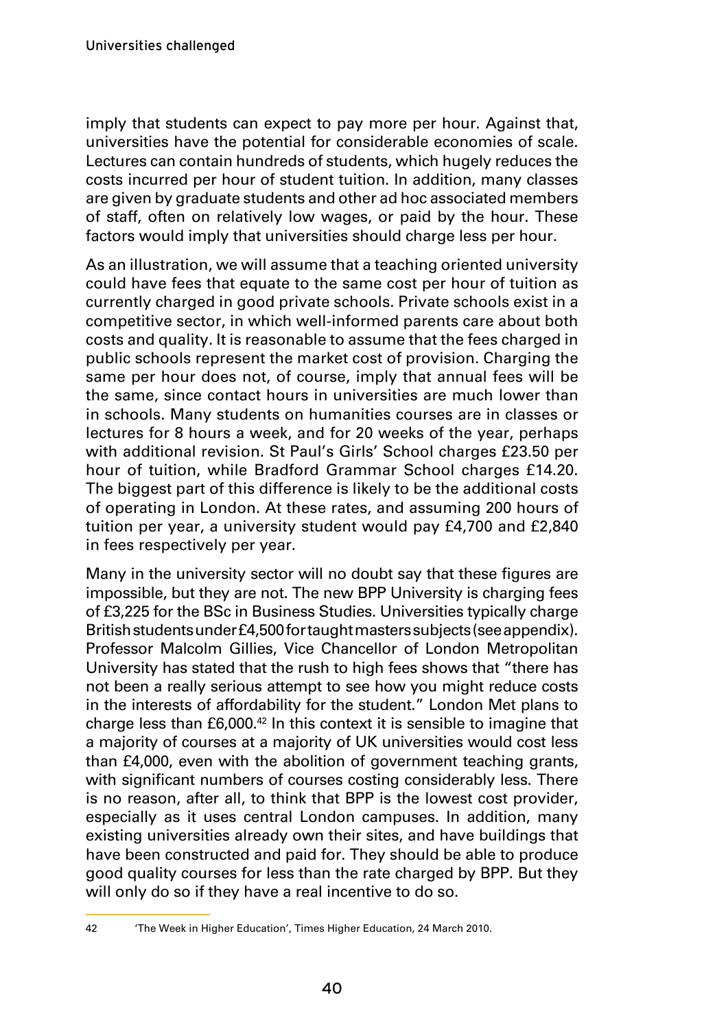imply that students can expect to pay more per hour. Against that, universities have the potential for considerable economies of scale. Lectures can contain hundreds of students, which hugely reduces the costs incurred per hour of student tuition. In addition, many classes are given by graduate students and other ad hoc associated members of staff, often on relatively low wages, or paid by the hour. These factors would imply that universities should charge less per hour.

As an illustration, we will assume that a teaching oriented university could have fees that equate to the same cost per hour of tuition as currently charged in good private schools. Private schools exist in a competitive sector, in which well-informed parents care about both costs and quality. It is reasonable to assume that the fees charged in public schools represent the market cost of provision. Charging the same per hour does not, of course, imply that annual fees will be the same, since contact hours in universities are much lower than in schools. Many students on humanities courses are in classes or lectures for 8 hours a week, and for 20 weeks of the year, perhaps with additional revision. St Paul's Girls' School charges £23.50 per hour of tuition, while Bradford Grammar School charges £14.20. The biggest part of this difference is likely to be the additional costs of operating in London. At these rates, and assuming 200 hours of tuition per year, a university student would pay £4,700 and £2,840 in fees respectively per year.

Many in the university sector will no doubt say that these figures are impossible, but they are not. The new BPP University is charging fees of £3,225 for the BSc in Business Studies. Universities typically charge British students under £4,500 for taught masters subjects (see appendix). Professor Malcolm Gillies, Vice Chancellor of London Metropolitan University has stated that the rush to high fees shows that "there has not been a really serious attempt to see how you might reduce costs in the interests of affordability for the student." London Met plans to charge less than £6,000.[42] In this context it is sensible to imagine that a majority of courses at a majority of UK universities would cost less than £4,000, even with the abolition of government teaching grants, with significant numbers of courses costing considerably less. There is no reason, after all, to think that BPP is the lowest cost provider, especially as it uses central London campuses. In addition, many existing universities already own their sites, and have buildings that have been constructed and paid for. They should be able to produce good quality courses for less than the rate charged by BPP. But they will only do so if they have a real incentive to do so.

42 'The Week in Higher Education', Times Higher Education, 24 March 2010.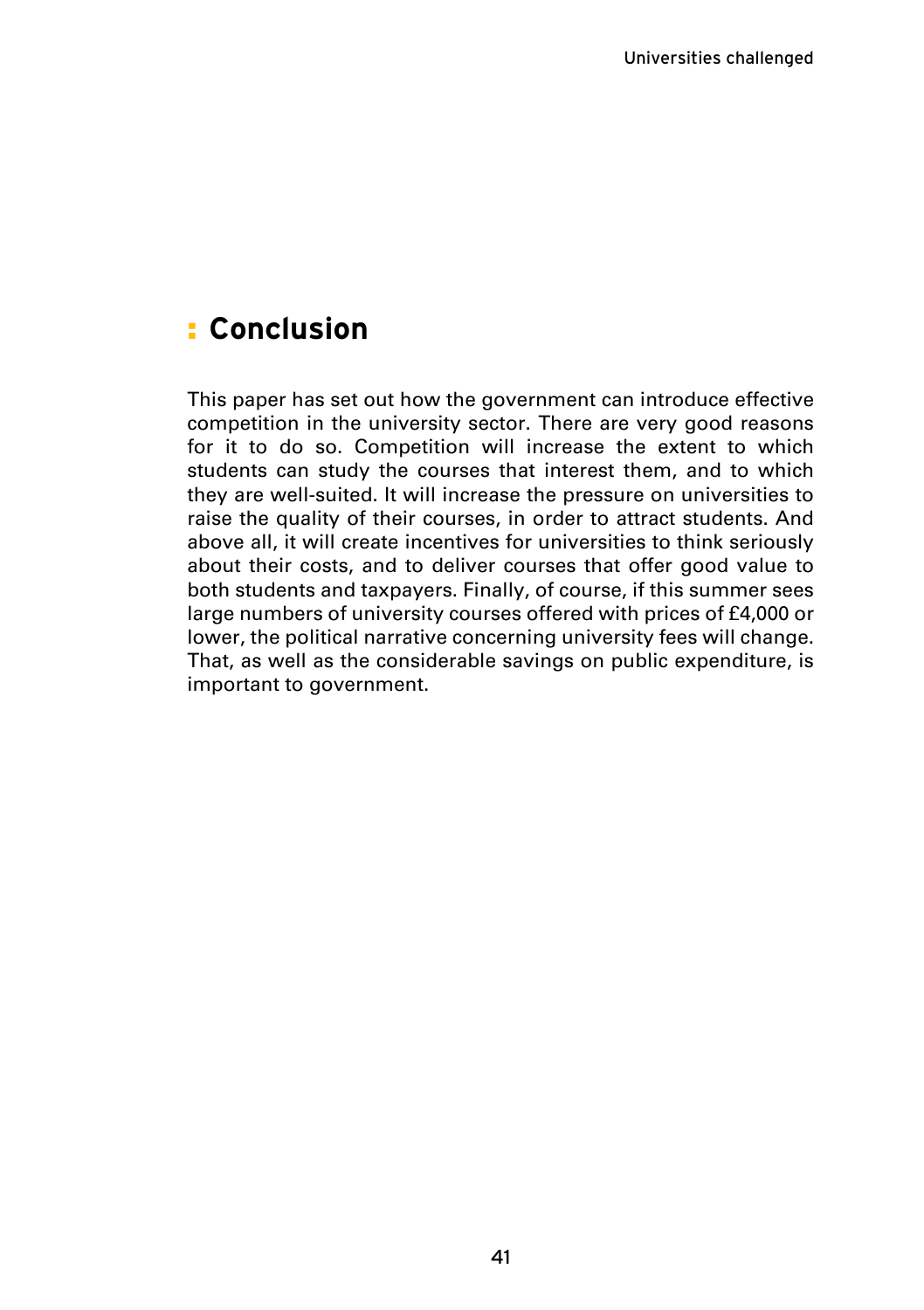## Conclusion

This paper has set out how the government can introduce effective competition in the university sector. There are very good reasons for it to do so. Competition will increase the extent to which students can study the courses that interest them, and to which they are well-suited. It will increase the pressure on universities to raise the quality of their courses, in order to attract students. And above all, it will create incentives for universities to think seriously about their costs, and to deliver courses that offer good value to both students and taxpayers. Finally, of course, if this summer sees large numbers of university courses offered with prices of £4,000 or lower, the political narrative concerning university fees will change. That, as well as the considerable savings on public expenditure, is important to government.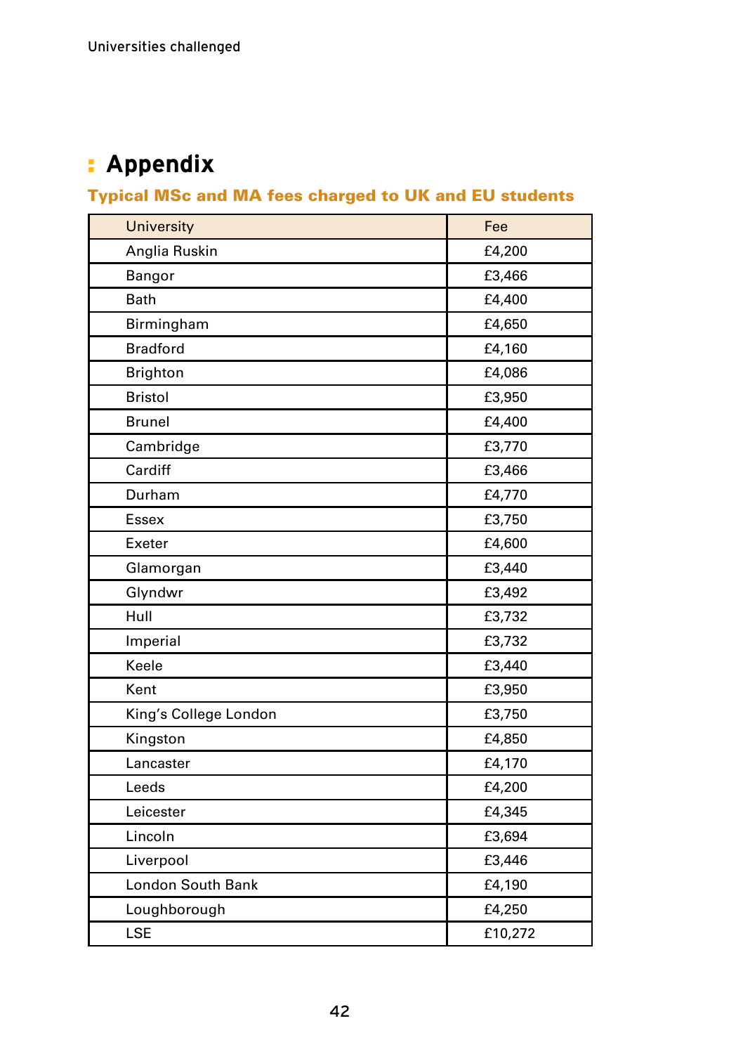# Appendix

## Typical MSc and MA fees charged to UK and EU students

| University | Fee |
|---|---|
| Anglia Ruskin | £4,200 |
| Bangor | £3,466 |
| Bath | £4,400 |
| Birmingham | £4,650 |
| Bradford | £4,160 |
| Brighton | £4,086 |
| Bristol | £3,950 |
| Brunel | £4,400 |
| Cambridge | £3,770 |
| Cardiff | £3,466 |
| Durham | £4,770 |
| Essex | £3,750 |
| Exeter | £4,600 |
| Glamorgan | £3,440 |
| Glyndwr | £3,492 |
| Hull | £3,732 |
| Imperial | £3,732 |
| Keele | £3,440 |
| Kent | £3,950 |
| King's College London | £3,750 |
| Kingston | £4,850 |
| Lancaster | £4,170 |
| Leeds | £4,200 |
| Leicester | £4,345 |
| Lincoln | £3,694 |
| Liverpool | £3,446 |
| London South Bank | £4,190 |
| Loughborough | £4,250 |
| LSE | £10,272 |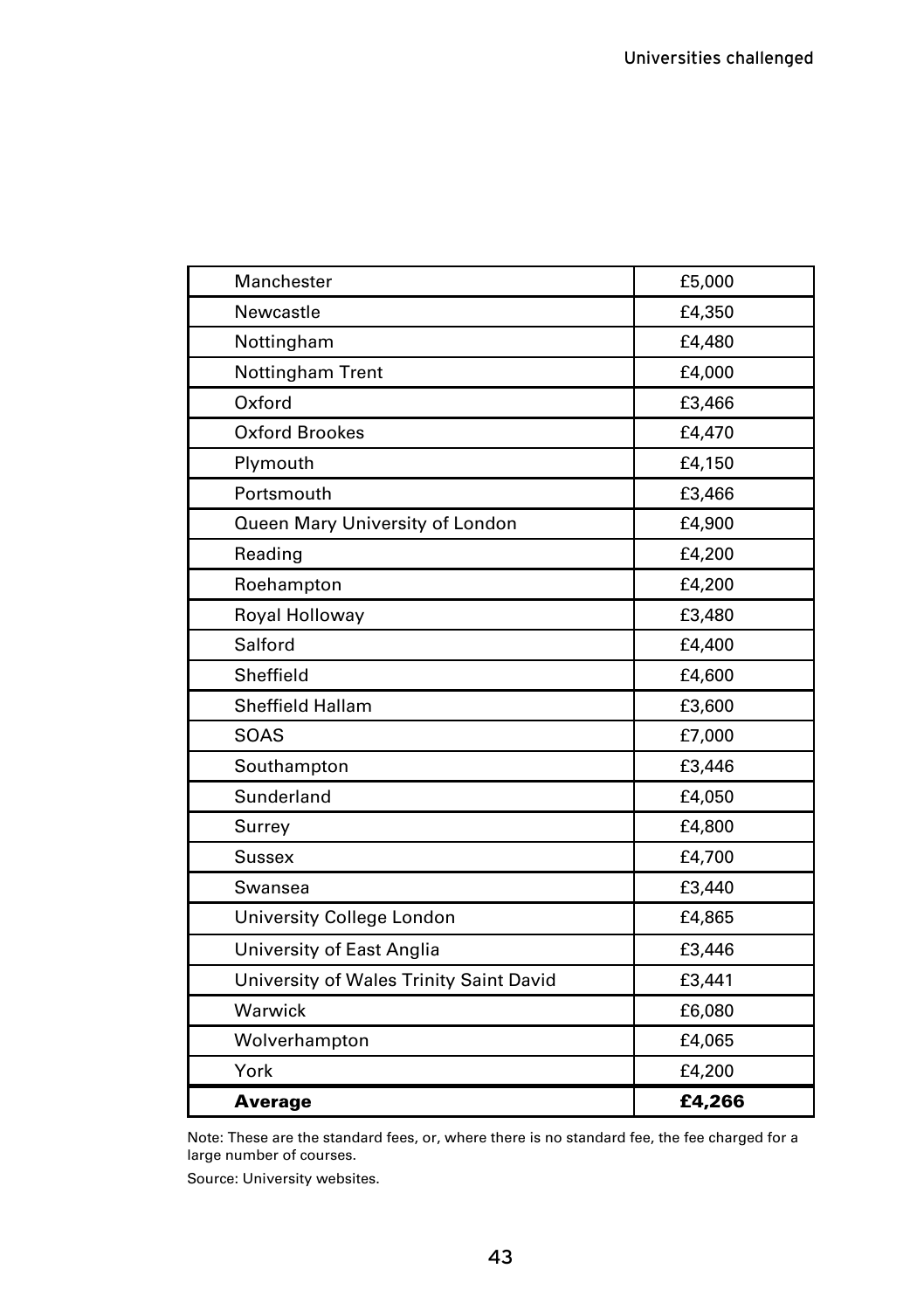| | |
|---|---|
| Manchester | £5,000 |
| Newcastle | £4,350 |
| Nottingham | £4,480 |
| Nottingham Trent | £4,000 |
| Oxford | £3,466 |
| Oxford Brookes | £4,470 |
| Plymouth | £4,150 |
| Portsmouth | £3,466 |
| Queen Mary University of London | £4,900 |
| Reading | £4,200 |
| Roehampton | £4,200 |
| Royal Holloway | £3,480 |
| Salford | £4,400 |
| Sheffield | £4,600 |
| Sheffield Hallam | £3,600 |
| SOAS | £7,000 |
| Southampton | £3,446 |
| Sunderland | £4,050 |
| Surrey | £4,800 |
| Sussex | £4,700 |
| Swansea | £3,440 |
| University College London | £4,865 |
| University of East Anglia | £3,446 |
| University of Wales Trinity Saint David | £3,441 |
| Warwick | £6,080 |
| Wolverhampton | £4,065 |
| York | £4,200 |
| **Average** | **£4,266** |

Note: These are the standard fees, or, where there is no standard fee, the fee charged for a large number of courses.

Source: University websites.